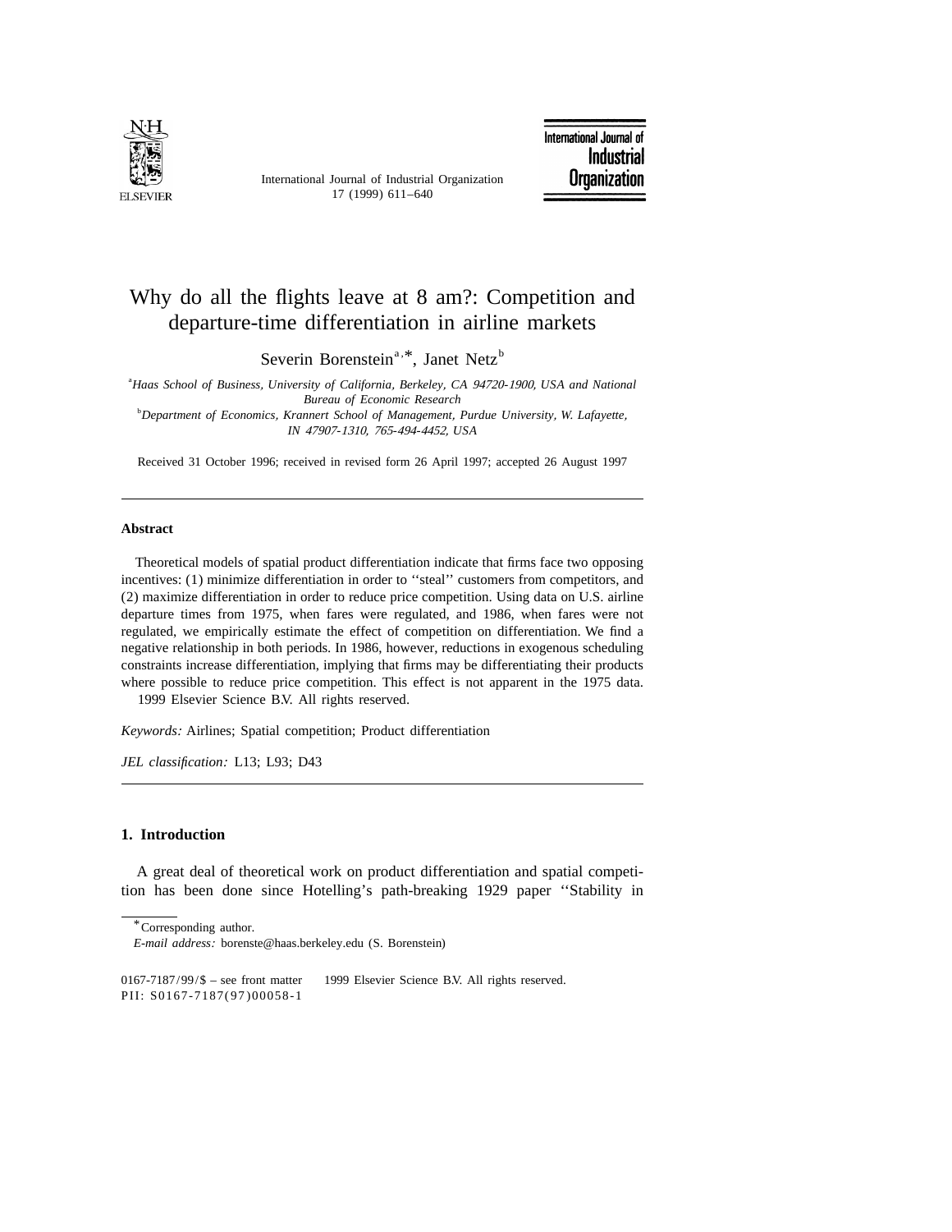# Why do all the flights leave at 8 am?: Competition and departure-time differentiation in airline markets

Severin Borenstein[a,*], Janet Netz[b]

[a]*Haas School of Business, University of California, Berkeley, CA 94720-1900, USA and National Bureau of Economic Research*

[b]*Department of Economics, Krannert School of Management, Purdue University, W. Lafayette, IN 47907-1310, 765-494-4452, USA*

Received 31 October 1996; received in revised form 26 April 1997; accepted 26 August 1997

---

## Abstract

Theoretical models of spatial product differentiation indicate that firms face two opposing incentives: (1) minimize differentiation in order to ''steal'' customers from competitors, and (2) maximize differentiation in order to reduce price competition. Using data on U.S. airline departure times from 1975, when fares were regulated, and 1986, when fares were not regulated, we empirically estimate the effect of competition on differentiation. We find a negative relationship in both periods. In 1986, however, reductions in exogenous scheduling constraints increase differentiation, implying that firms may be differentiating their products where possible to reduce price competition. This effect is not apparent in the 1975 data. © 1999 Elsevier Science B.V. All rights reserved.

*Keywords:* Airlines; Spatial competition; Product differentiation

*JEL classification:* L13; L93; D43

---

## 1. Introduction

A great deal of theoretical work on product differentiation and spatial competition has been done since Hotelling's path-breaking 1929 paper ''Stability in

---

*Corresponding author.

*E-mail address:* borenste@haas.berkeley.edu (S. Borenstein)

0167-7187/99/$ – see front matter © 1999 Elsevier Science B.V. All rights reserved.
PII: S0167-7187(97)00058-1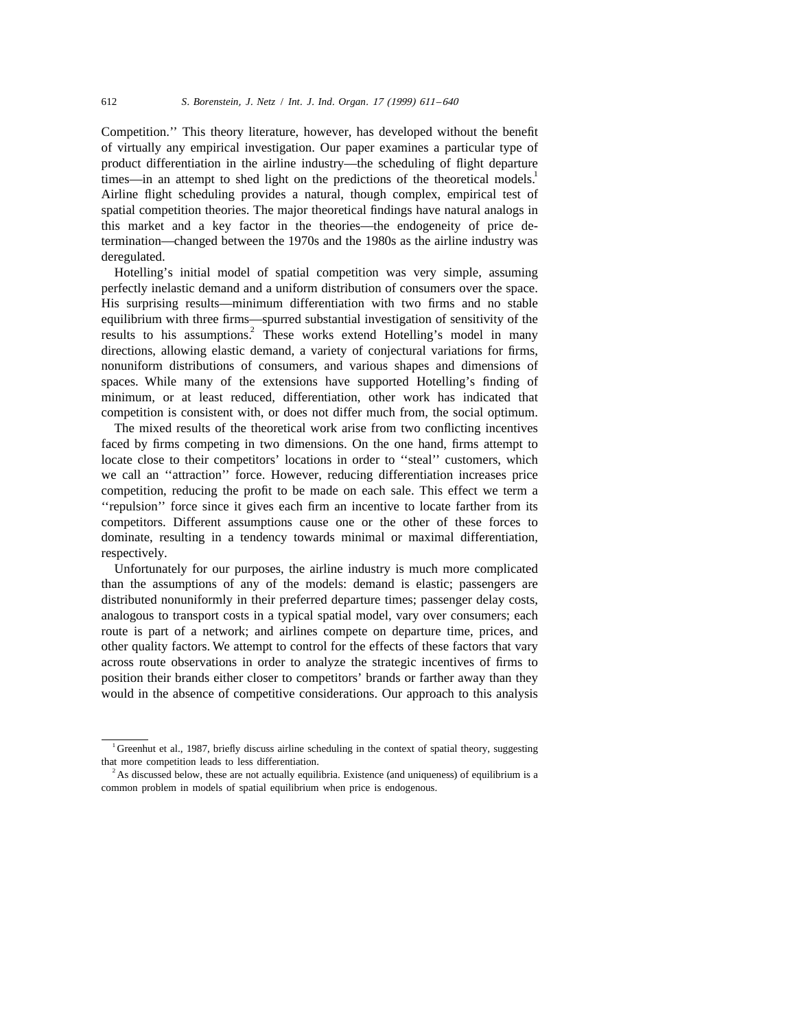Competition.'' This theory literature, however, has developed without the benefit of virtually any empirical investigation. Our paper examines a particular type of product differentiation in the airline industry—the scheduling of flight departure times—in an attempt to shed light on the predictions of the theoretical models.[1] Airline flight scheduling provides a natural, though complex, empirical test of spatial competition theories. The major theoretical findings have natural analogs in this market and a key factor in the theories—the endogeneity of price determination—changed between the 1970s and the 1980s as the airline industry was deregulated.

Hotelling's initial model of spatial competition was very simple, assuming perfectly inelastic demand and a uniform distribution of consumers over the space. His surprising results—minimum differentiation with two firms and no stable equilibrium with three firms—spurred substantial investigation of sensitivity of the results to his assumptions.[2] These works extend Hotelling's model in many directions, allowing elastic demand, a variety of conjectural variations for firms, nonuniform distributions of consumers, and various shapes and dimensions of spaces. While many of the extensions have supported Hotelling's finding of minimum, or at least reduced, differentiation, other work has indicated that competition is consistent with, or does not differ much from, the social optimum.

The mixed results of the theoretical work arise from two conflicting incentives faced by firms competing in two dimensions. On the one hand, firms attempt to locate close to their competitors' locations in order to ''steal'' customers, which we call an ''attraction'' force. However, reducing differentiation increases price competition, reducing the profit to be made on each sale. This effect we term a ''repulsion'' force since it gives each firm an incentive to locate farther from its competitors. Different assumptions cause one or the other of these forces to dominate, resulting in a tendency towards minimal or maximal differentiation, respectively.

Unfortunately for our purposes, the airline industry is much more complicated than the assumptions of any of the models: demand is elastic; passengers are distributed nonuniformly in their preferred departure times; passenger delay costs, analogous to transport costs in a typical spatial model, vary over consumers; each route is part of a network; and airlines compete on departure time, prices, and other quality factors. We attempt to control for the effects of these factors that vary across route observations in order to analyze the strategic incentives of firms to position their brands either closer to competitors' brands or farther away than they would in the absence of competitive considerations. Our approach to this analysis

[1] Greenhut et al., 1987, briefly discuss airline scheduling in the context of spatial theory, suggesting that more competition leads to less differentiation.

[2] As discussed below, these are not actually equilibria. Existence (and uniqueness) of equilibrium is a common problem in models of spatial equilibrium when price is endogenous.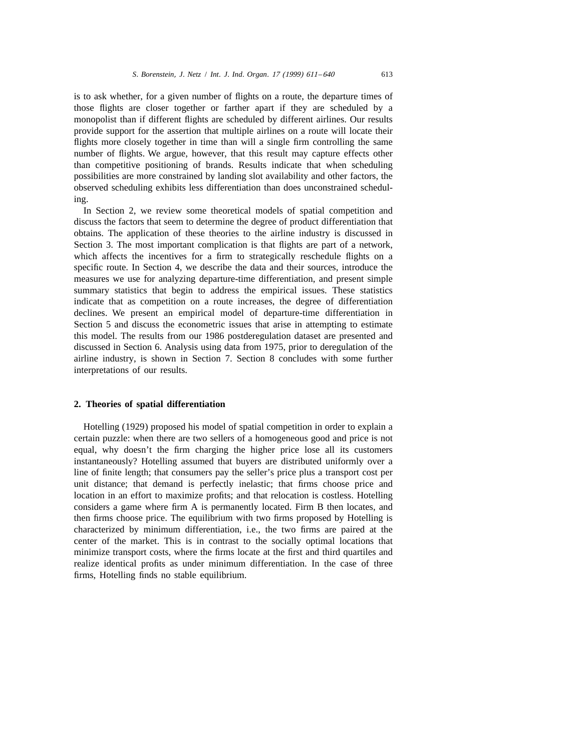is to ask whether, for a given number of flights on a route, the departure times of those flights are closer together or farther apart if they are scheduled by a monopolist than if different flights are scheduled by different airlines. Our results provide support for the assertion that multiple airlines on a route will locate their flights more closely together in time than will a single firm controlling the same number of flights. We argue, however, that this result may capture effects other than competitive positioning of brands. Results indicate that when scheduling possibilities are more constrained by landing slot availability and other factors, the observed scheduling exhibits less differentiation than does unconstrained scheduling.

In Section 2, we review some theoretical models of spatial competition and discuss the factors that seem to determine the degree of product differentiation that obtains. The application of these theories to the airline industry is discussed in Section 3. The most important complication is that flights are part of a network, which affects the incentives for a firm to strategically reschedule flights on a specific route. In Section 4, we describe the data and their sources, introduce the measures we use for analyzing departure-time differentiation, and present simple summary statistics that begin to address the empirical issues. These statistics indicate that as competition on a route increases, the degree of differentiation declines. We present an empirical model of departure-time differentiation in Section 5 and discuss the econometric issues that arise in attempting to estimate this model. The results from our 1986 postderegulation dataset are presented and discussed in Section 6. Analysis using data from 1975, prior to deregulation of the airline industry, is shown in Section 7. Section 8 concludes with some further interpretations of our results.

## 2. Theories of spatial differentiation

Hotelling (1929) proposed his model of spatial competition in order to explain a certain puzzle: when there are two sellers of a homogeneous good and price is not equal, why doesn't the firm charging the higher price lose all its customers instantaneously? Hotelling assumed that buyers are distributed uniformly over a line of finite length; that consumers pay the seller's price plus a transport cost per unit distance; that demand is perfectly inelastic; that firms choose price and location in an effort to maximize profits; and that relocation is costless. Hotelling considers a game where firm A is permanently located. Firm B then locates, and then firms choose price. The equilibrium with two firms proposed by Hotelling is characterized by minimum differentiation, i.e., the two firms are paired at the center of the market. This is in contrast to the socially optimal locations that minimize transport costs, where the firms locate at the first and third quartiles and realize identical profits as under minimum differentiation. In the case of three firms, Hotelling finds no stable equilibrium.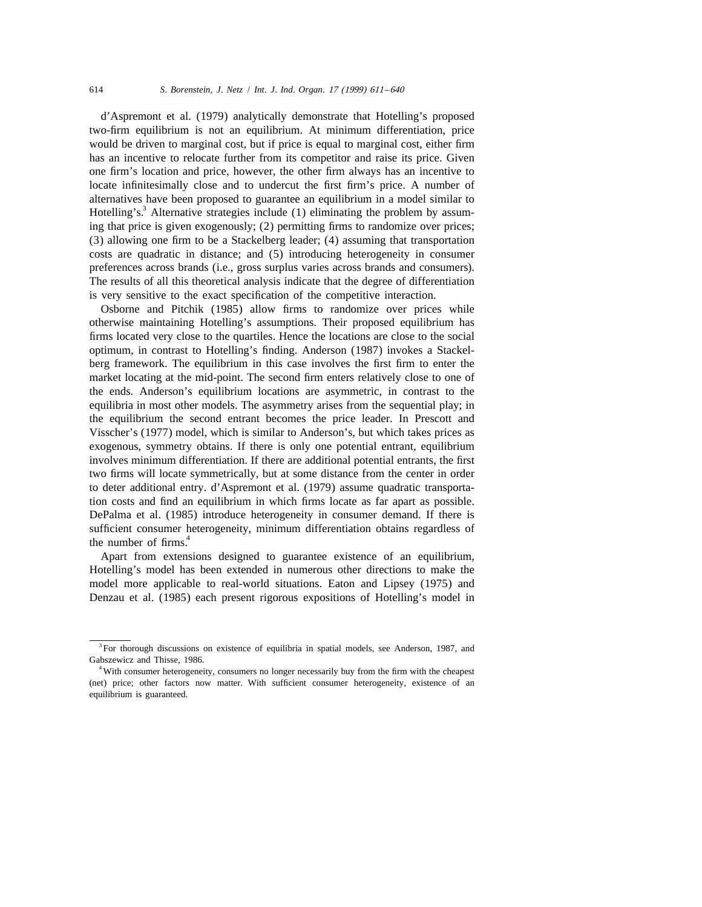d'Aspremont et al. (1979) analytically demonstrate that Hotelling's proposed two-firm equilibrium is not an equilibrium. At minimum differentiation, price would be driven to marginal cost, but if price is equal to marginal cost, either firm has an incentive to relocate further from its competitor and raise its price. Given one firm's location and price, however, the other firm always has an incentive to locate infinitesimally close and to undercut the first firm's price. A number of alternatives have been proposed to guarantee an equilibrium in a model similar to Hotelling's.[3] Alternative strategies include (1) eliminating the problem by assuming that price is given exogenously; (2) permitting firms to randomize over prices; (3) allowing one firm to be a Stackelberg leader; (4) assuming that transportation costs are quadratic in distance; and (5) introducing heterogeneity in consumer preferences across brands (i.e., gross surplus varies across brands and consumers). The results of all this theoretical analysis indicate that the degree of differentiation is very sensitive to the exact specification of the competitive interaction.

Osborne and Pitchik (1985) allow firms to randomize over prices while otherwise maintaining Hotelling's assumptions. Their proposed equilibrium has firms located very close to the quartiles. Hence the locations are close to the social optimum, in contrast to Hotelling's finding. Anderson (1987) invokes a Stackelberg framework. The equilibrium in this case involves the first firm to enter the market locating at the mid-point. The second firm enters relatively close to one of the ends. Anderson's equilibrium locations are asymmetric, in contrast to the equilibria in most other models. The asymmetry arises from the sequential play; in the equilibrium the second entrant becomes the price leader. In Prescott and Visscher's (1977) model, which is similar to Anderson's, but which takes prices as exogenous, symmetry obtains. If there is only one potential entrant, equilibrium involves minimum differentiation. If there are additional potential entrants, the first two firms will locate symmetrically, but at some distance from the center in order to deter additional entry. d'Aspremont et al. (1979) assume quadratic transportation costs and find an equilibrium in which firms locate as far apart as possible. DePalma et al. (1985) introduce heterogeneity in consumer demand. If there is sufficient consumer heterogeneity, minimum differentiation obtains regardless of the number of firms.[4]

Apart from extensions designed to guarantee existence of an equilibrium, Hotelling's model has been extended in numerous other directions to make the model more applicable to real-world situations. Eaton and Lipsey (1975) and Denzau et al. (1985) each present rigorous expositions of Hotelling's model in

---

[3] For thorough discussions on existence of equilibria in spatial models, see Anderson, 1987, and Gabszewicz and Thisse, 1986.

[4] With consumer heterogeneity, consumers no longer necessarily buy from the firm with the cheapest (net) price; other factors now matter. With sufficient consumer heterogeneity, existence of an equilibrium is guaranteed.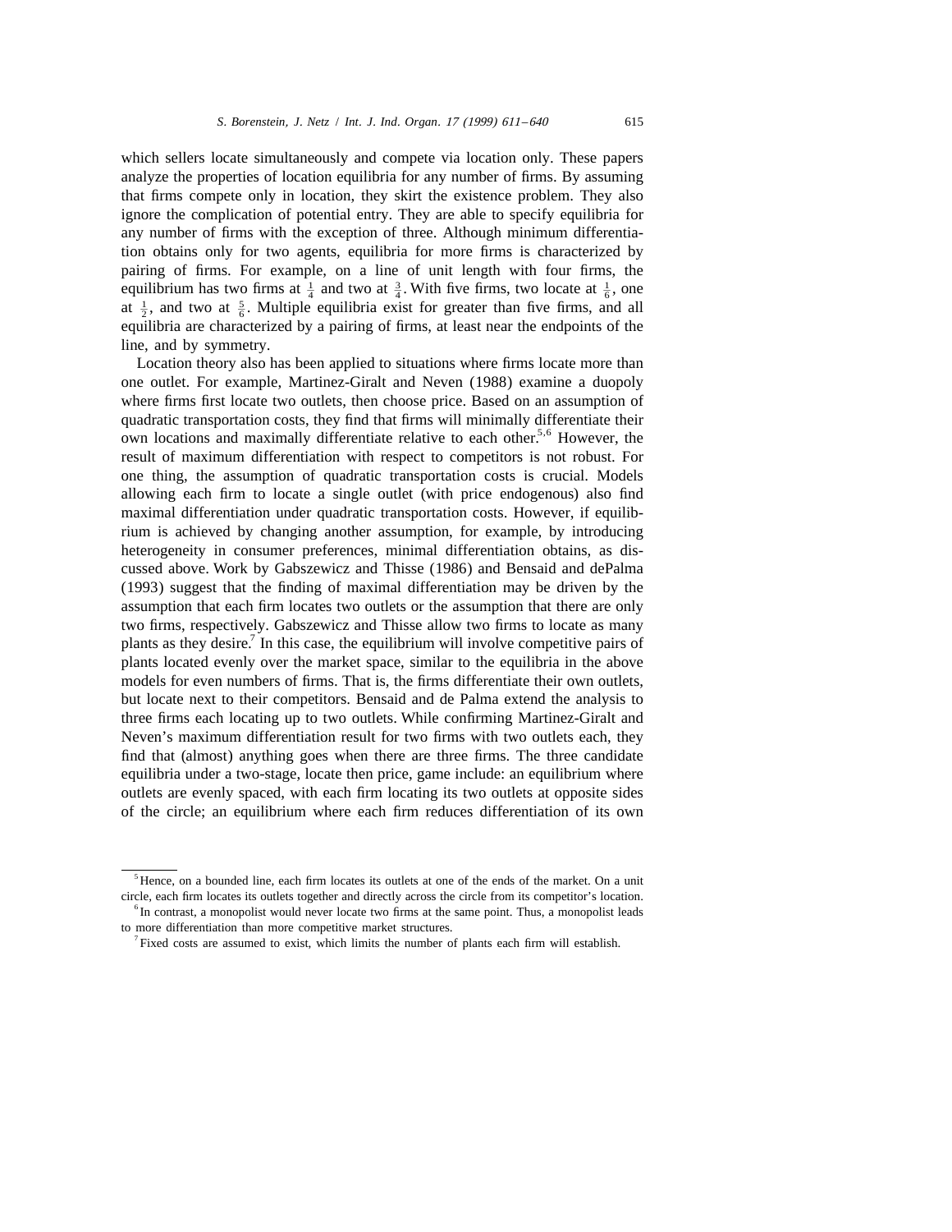which sellers locate simultaneously and compete via location only. These papers analyze the properties of location equilibria for any number of firms. By assuming that firms compete only in location, they skirt the existence problem. They also ignore the complication of potential entry. They are able to specify equilibria for any number of firms with the exception of three. Although minimum differentiation obtains only for two agents, equilibria for more firms is characterized by pairing of firms. For example, on a line of unit length with four firms, the equilibrium has two firms at $\frac{1}{4}$ and two at $\frac{3}{4}$. With five firms, two locate at $\frac{1}{6}$, one at $\frac{1}{2}$, and two at $\frac{5}{6}$. Multiple equilibria exist for greater than five firms, and all equilibria are characterized by a pairing of firms, at least near the endpoints of the line, and by symmetry.

Location theory also has been applied to situations where firms locate more than one outlet. For example, Martinez-Giralt and Neven (1988) examine a duopoly where firms first locate two outlets, then choose price. Based on an assumption of quadratic transportation costs, they find that firms will minimally differentiate their own locations and maximally differentiate relative to each other.[5,6] However, the result of maximum differentiation with respect to competitors is not robust. For one thing, the assumption of quadratic transportation costs is crucial. Models allowing each firm to locate a single outlet (with price endogenous) also find maximal differentiation under quadratic transportation costs. However, if equilibrium is achieved by changing another assumption, for example, by introducing heterogeneity in consumer preferences, minimal differentiation obtains, as discussed above. Work by Gabszewicz and Thisse (1986) and Bensaid and dePalma (1993) suggest that the finding of maximal differentiation may be driven by the assumption that each firm locates two outlets or the assumption that there are only two firms, respectively. Gabszewicz and Thisse allow two firms to locate as many plants as they desire.[7] In this case, the equilibrium will involve competitive pairs of plants located evenly over the market space, similar to the equilibria in the above models for even numbers of firms. That is, the firms differentiate their own outlets, but locate next to their competitors. Bensaid and de Palma extend the analysis to three firms each locating up to two outlets. While confirming Martinez-Giralt and Neven's maximum differentiation result for two firms with two outlets each, they find that (almost) anything goes when there are three firms. The three candidate equilibria under a two-stage, locate then price, game include: an equilibrium where outlets are evenly spaced, with each firm locating its two outlets at opposite sides of the circle; an equilibrium where each firm reduces differentiation of its own

[5] Hence, on a bounded line, each firm locates its outlets at one of the ends of the market. On a unit circle, each firm locates its outlets together and directly across the circle from its competitor's location.

[6] In contrast, a monopolist would never locate two firms at the same point. Thus, a monopolist leads to more differentiation than more competitive market structures.

[7] Fixed costs are assumed to exist, which limits the number of plants each firm will establish.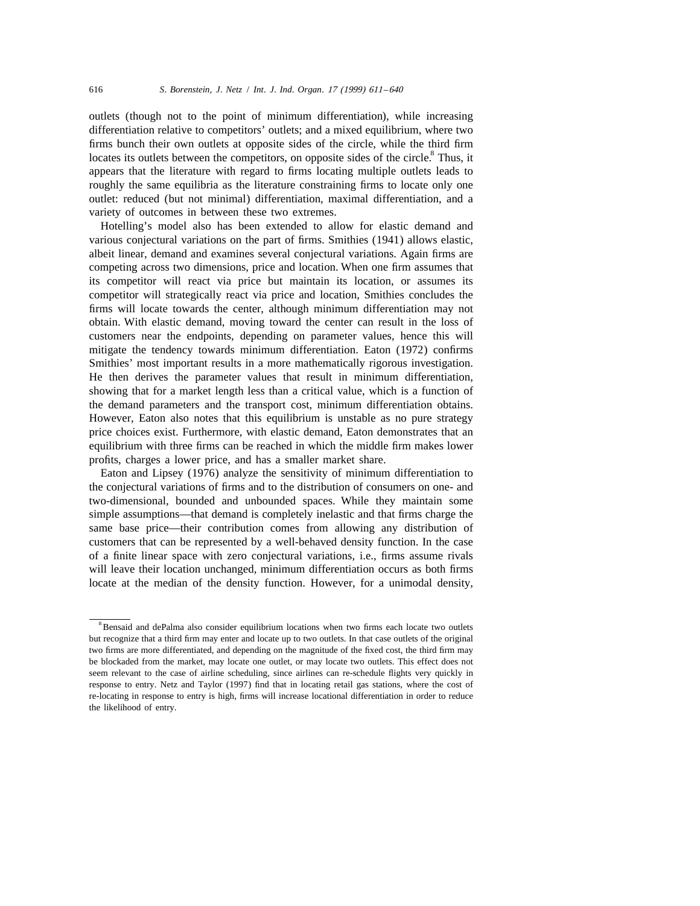outlets (though not to the point of minimum differentiation), while increasing differentiation relative to competitors' outlets; and a mixed equilibrium, where two firms bunch their own outlets at opposite sides of the circle, while the third firm locates its outlets between the competitors, on opposite sides of the circle.[8] Thus, it appears that the literature with regard to firms locating multiple outlets leads to roughly the same equilibria as the literature constraining firms to locate only one outlet: reduced (but not minimal) differentiation, maximal differentiation, and a variety of outcomes in between these two extremes.

Hotelling's model also has been extended to allow for elastic demand and various conjectural variations on the part of firms. Smithies (1941) allows elastic, albeit linear, demand and examines several conjectural variations. Again firms are competing across two dimensions, price and location. When one firm assumes that its competitor will react via price but maintain its location, or assumes its competitor will strategically react via price and location, Smithies concludes the firms will locate towards the center, although minimum differentiation may not obtain. With elastic demand, moving toward the center can result in the loss of customers near the endpoints, depending on parameter values, hence this will mitigate the tendency towards minimum differentiation. Eaton (1972) confirms Smithies' most important results in a more mathematically rigorous investigation. He then derives the parameter values that result in minimum differentiation, showing that for a market length less than a critical value, which is a function of the demand parameters and the transport cost, minimum differentiation obtains. However, Eaton also notes that this equilibrium is unstable as no pure strategy price choices exist. Furthermore, with elastic demand, Eaton demonstrates that an equilibrium with three firms can be reached in which the middle firm makes lower profits, charges a lower price, and has a smaller market share.

Eaton and Lipsey (1976) analyze the sensitivity of minimum differentiation to the conjectural variations of firms and to the distribution of consumers on one- and two-dimensional, bounded and unbounded spaces. While they maintain some simple assumptions—that demand is completely inelastic and that firms charge the same base price—their contribution comes from allowing any distribution of customers that can be represented by a well-behaved density function. In the case of a finite linear space with zero conjectural variations, i.e., firms assume rivals will leave their location unchanged, minimum differentiation occurs as both firms locate at the median of the density function. However, for a unimodal density,

[8] Bensaid and dePalma also consider equilibrium locations when two firms each locate two outlets but recognize that a third firm may enter and locate up to two outlets. In that case outlets of the original two firms are more differentiated, and depending on the magnitude of the fixed cost, the third firm may be blockaded from the market, may locate one outlet, or may locate two outlets. This effect does not seem relevant to the case of airline scheduling, since airlines can re-schedule flights very quickly in response to entry. Netz and Taylor (1997) find that in locating retail gas stations, where the cost of re-locating in response to entry is high, firms will increase locational differentiation in order to reduce the likelihood of entry.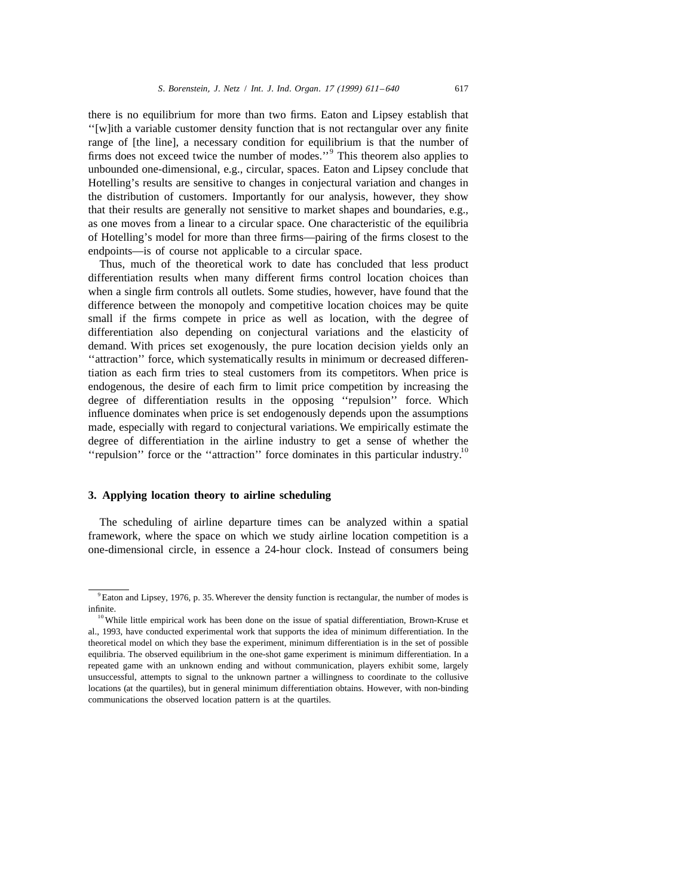there is no equilibrium for more than two firms. Eaton and Lipsey establish that ''[w]ith a variable customer density function that is not rectangular over any finite range of [the line], a necessary condition for equilibrium is that the number of firms does not exceed twice the number of modes.''[9] This theorem also applies to unbounded one-dimensional, e.g., circular, spaces. Eaton and Lipsey conclude that Hotelling's results are sensitive to changes in conjectural variation and changes in the distribution of customers. Importantly for our analysis, however, they show that their results are generally not sensitive to market shapes and boundaries, e.g., as one moves from a linear to a circular space. One characteristic of the equilibria of Hotelling's model for more than three firms—pairing of the firms closest to the endpoints—is of course not applicable to a circular space.

Thus, much of the theoretical work to date has concluded that less product differentiation results when many different firms control location choices than when a single firm controls all outlets. Some studies, however, have found that the difference between the monopoly and competitive location choices may be quite small if the firms compete in price as well as location, with the degree of differentiation also depending on conjectural variations and the elasticity of demand. With prices set exogenously, the pure location decision yields only an ''attraction'' force, which systematically results in minimum or decreased differentiation as each firm tries to steal customers from its competitors. When price is endogenous, the desire of each firm to limit price competition by increasing the degree of differentiation results in the opposing ''repulsion'' force. Which influence dominates when price is set endogenously depends upon the assumptions made, especially with regard to conjectural variations. We empirically estimate the degree of differentiation in the airline industry to get a sense of whether the ''repulsion'' force or the ''attraction'' force dominates in this particular industry.[10]

## 3. Applying location theory to airline scheduling

The scheduling of airline departure times can be analyzed within a spatial framework, where the space on which we study airline location competition is a one-dimensional circle, in essence a 24-hour clock. Instead of consumers being

---

[9] Eaton and Lipsey, 1976, p. 35. Wherever the density function is rectangular, the number of modes is infinite.

[10] While little empirical work has been done on the issue of spatial differentiation, Brown-Kruse et al., 1993, have conducted experimental work that supports the idea of minimum differentiation. In the theoretical model on which they base the experiment, minimum differentiation is in the set of possible equilibria. The observed equilibrium in the one-shot game experiment is minimum differentiation. In a repeated game with an unknown ending and without communication, players exhibit some, largely unsuccessful, attempts to signal to the unknown partner a willingness to coordinate to the collusive locations (at the quartiles), but in general minimum differentiation obtains. However, with non-binding communications the observed location pattern is at the quartiles.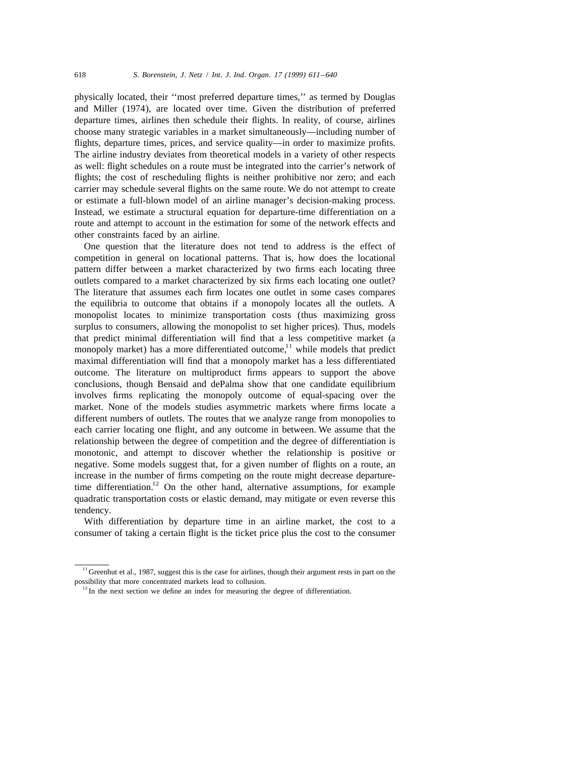physically located, their ''most preferred departure times,'' as termed by Douglas and Miller (1974), are located over time. Given the distribution of preferred departure times, airlines then schedule their flights. In reality, of course, airlines choose many strategic variables in a market simultaneously—including number of flights, departure times, prices, and service quality—in order to maximize profits. The airline industry deviates from theoretical models in a variety of other respects as well: flight schedules on a route must be integrated into the carrier's network of flights; the cost of rescheduling flights is neither prohibitive nor zero; and each carrier may schedule several flights on the same route. We do not attempt to create or estimate a full-blown model of an airline manager's decision-making process. Instead, we estimate a structural equation for departure-time differentiation on a route and attempt to account in the estimation for some of the network effects and other constraints faced by an airline.

One question that the literature does not tend to address is the effect of competition in general on locational patterns. That is, how does the locational pattern differ between a market characterized by two firms each locating three outlets compared to a market characterized by six firms each locating one outlet? The literature that assumes each firm locates one outlet in some cases compares the equilibria to outcome that obtains if a monopoly locates all the outlets. A monopolist locates to minimize transportation costs (thus maximizing gross surplus to consumers, allowing the monopolist to set higher prices). Thus, models that predict minimal differentiation will find that a less competitive market (a monopoly market) has a more differentiated outcome,[11] while models that predict maximal differentiation will find that a monopoly market has a less differentiated outcome. The literature on multiproduct firms appears to support the above conclusions, though Bensaid and dePalma show that one candidate equilibrium involves firms replicating the monopoly outcome of equal-spacing over the market. None of the models studies asymmetric markets where firms locate a different numbers of outlets. The routes that we analyze range from monopolies to each carrier locating one flight, and any outcome in between. We assume that the relationship between the degree of competition and the degree of differentiation is monotonic, and attempt to discover whether the relationship is positive or negative. Some models suggest that, for a given number of flights on a route, an increase in the number of firms competing on the route might decrease departure-time differentiation.[12] On the other hand, alternative assumptions, for example quadratic transportation costs or elastic demand, may mitigate or even reverse this tendency.

With differentiation by departure time in an airline market, the cost to a consumer of taking a certain flight is the ticket price plus the cost to the consumer

[11] Greenhut et al., 1987, suggest this is the case for airlines, though their argument rests in part on the possibility that more concentrated markets lead to collusion.

[12] In the next section we define an index for measuring the degree of differentiation.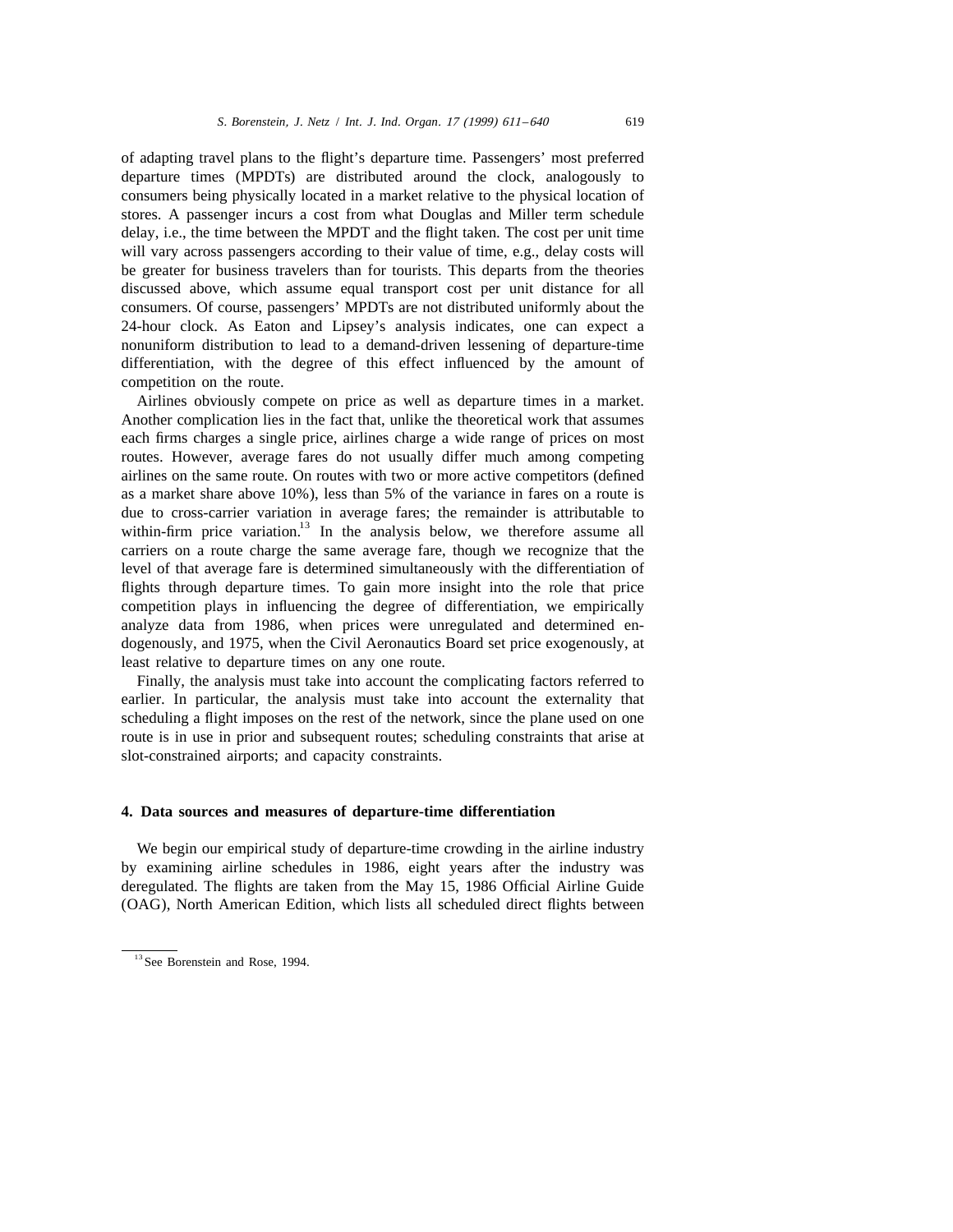of adapting travel plans to the flight's departure time. Passengers' most preferred departure times (MPDTs) are distributed around the clock, analogously to consumers being physically located in a market relative to the physical location of stores. A passenger incurs a cost from what Douglas and Miller term schedule delay, i.e., the time between the MPDT and the flight taken. The cost per unit time will vary across passengers according to their value of time, e.g., delay costs will be greater for business travelers than for tourists. This departs from the theories discussed above, which assume equal transport cost per unit distance for all consumers. Of course, passengers' MPDTs are not distributed uniformly about the 24-hour clock. As Eaton and Lipsey's analysis indicates, one can expect a nonuniform distribution to lead to a demand-driven lessening of departure-time differentiation, with the degree of this effect influenced by the amount of competition on the route.

Airlines obviously compete on price as well as departure times in a market. Another complication lies in the fact that, unlike the theoretical work that assumes each firms charges a single price, airlines charge a wide range of prices on most routes. However, average fares do not usually differ much among competing airlines on the same route. On routes with two or more active competitors (defined as a market share above 10%), less than 5% of the variance in fares on a route is due to cross-carrier variation in average fares; the remainder is attributable to within-firm price variation.[13] In the analysis below, we therefore assume all carriers on a route charge the same average fare, though we recognize that the level of that average fare is determined simultaneously with the differentiation of flights through departure times. To gain more insight into the role that price competition plays in influencing the degree of differentiation, we empirically analyze data from 1986, when prices were unregulated and determined endogenously, and 1975, when the Civil Aeronautics Board set price exogenously, at least relative to departure times on any one route.

Finally, the analysis must take into account the complicating factors referred to earlier. In particular, the analysis must take into account the externality that scheduling a flight imposes on the rest of the network, since the plane used on one route is in use in prior and subsequent routes; scheduling constraints that arise at slot-constrained airports; and capacity constraints.

## 4. Data sources and measures of departure-time differentiation

We begin our empirical study of departure-time crowding in the airline industry by examining airline schedules in 1986, eight years after the industry was deregulated. The flights are taken from the May 15, 1986 Official Airline Guide (OAG), North American Edition, which lists all scheduled direct flights between

---

[13] See Borenstein and Rose, 1994.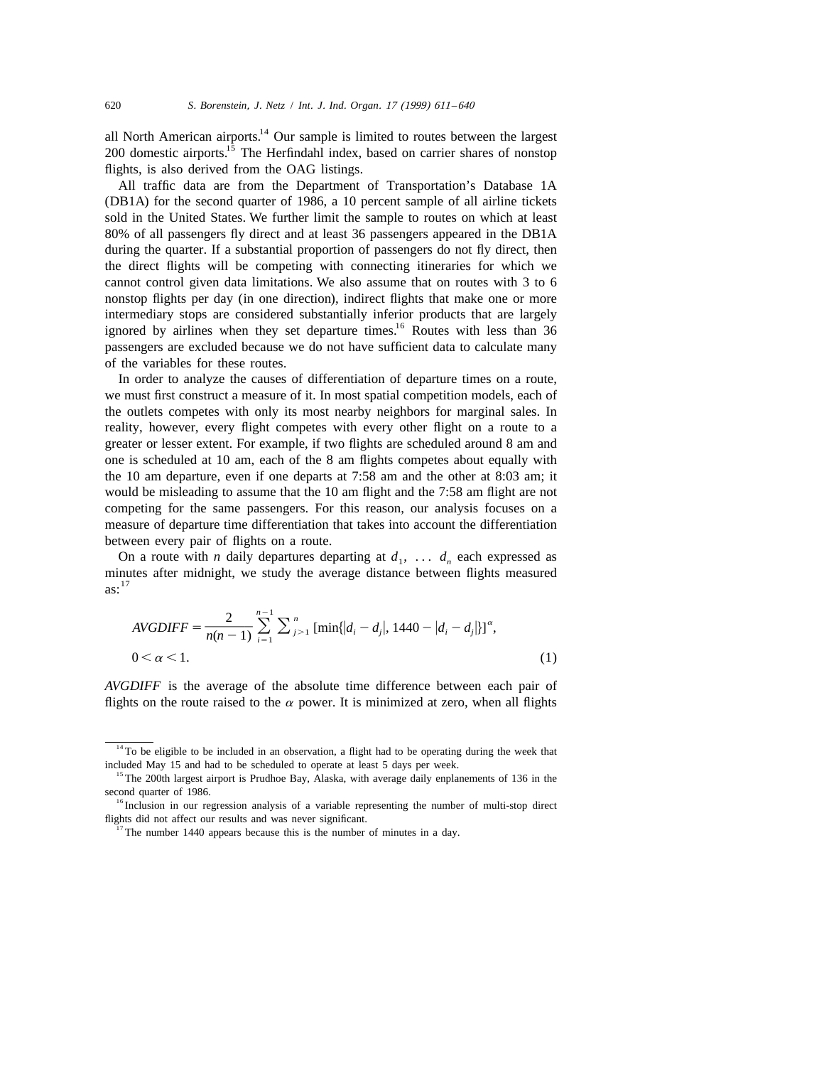all North American airports.[14] Our sample is limited to routes between the largest 200 domestic airports.[15] The Herfindahl index, based on carrier shares of nonstop flights, is also derived from the OAG listings.

All traffic data are from the Department of Transportation's Database 1A (DB1A) for the second quarter of 1986, a 10 percent sample of all airline tickets sold in the United States. We further limit the sample to routes on which at least 80% of all passengers fly direct and at least 36 passengers appeared in the DB1A during the quarter. If a substantial proportion of passengers do not fly direct, then the direct flights will be competing with connecting itineraries for which we cannot control given data limitations. We also assume that on routes with 3 to 6 nonstop flights per day (in one direction), indirect flights that make one or more intermediary stops are considered substantially inferior products that are largely ignored by airlines when they set departure times.[16] Routes with less than 36 passengers are excluded because we do not have sufficient data to calculate many of the variables for these routes.

In order to analyze the causes of differentiation of departure times on a route, we must first construct a measure of it. In most spatial competition models, each of the outlets competes with only its most nearby neighbors for marginal sales. In reality, however, every flight competes with every other flight on a route to a greater or lesser extent. For example, if two flights are scheduled around 8 am and one is scheduled at 10 am, each of the 8 am flights competes about equally with the 10 am departure, even if one departs at 7:58 am and the other at 8:03 am; it would be misleading to assume that the 10 am flight and the 7:58 am flight are not competing for the same passengers. For this reason, our analysis focuses on a measure of departure time differentiation that takes into account the differentiation between every pair of flights on a route.

On a route with $n$ daily departures departing at $d_1, \ldots d_n$ each expressed as minutes after midnight, we study the average distance between flights measured as:[17]

$$AVGDIFF = \frac{2}{n(n-1)} \sum_{i=1}^{n-1} \sum_{j>1}^{n} [\min\{|d_i - d_j|, 1440 - |d_i - d_j|\}]^{\alpha},$$
$$0 < \alpha < 1. \tag{1}$$

*AVGDIFF* is the average of the absolute time difference between each pair of flights on the route raised to the $\alpha$ power. It is minimized at zero, when all flights

---

[14] To be eligible to be included in an observation, a flight had to be operating during the week that included May 15 and had to be scheduled to operate at least 5 days per week.

[15] The 200th largest airport is Prudhoe Bay, Alaska, with average daily enplanements of 136 in the second quarter of 1986.

[16] Inclusion in our regression analysis of a variable representing the number of multi-stop direct flights did not affect our results and was never significant.

[17] The number 1440 appears because this is the number of minutes in a day.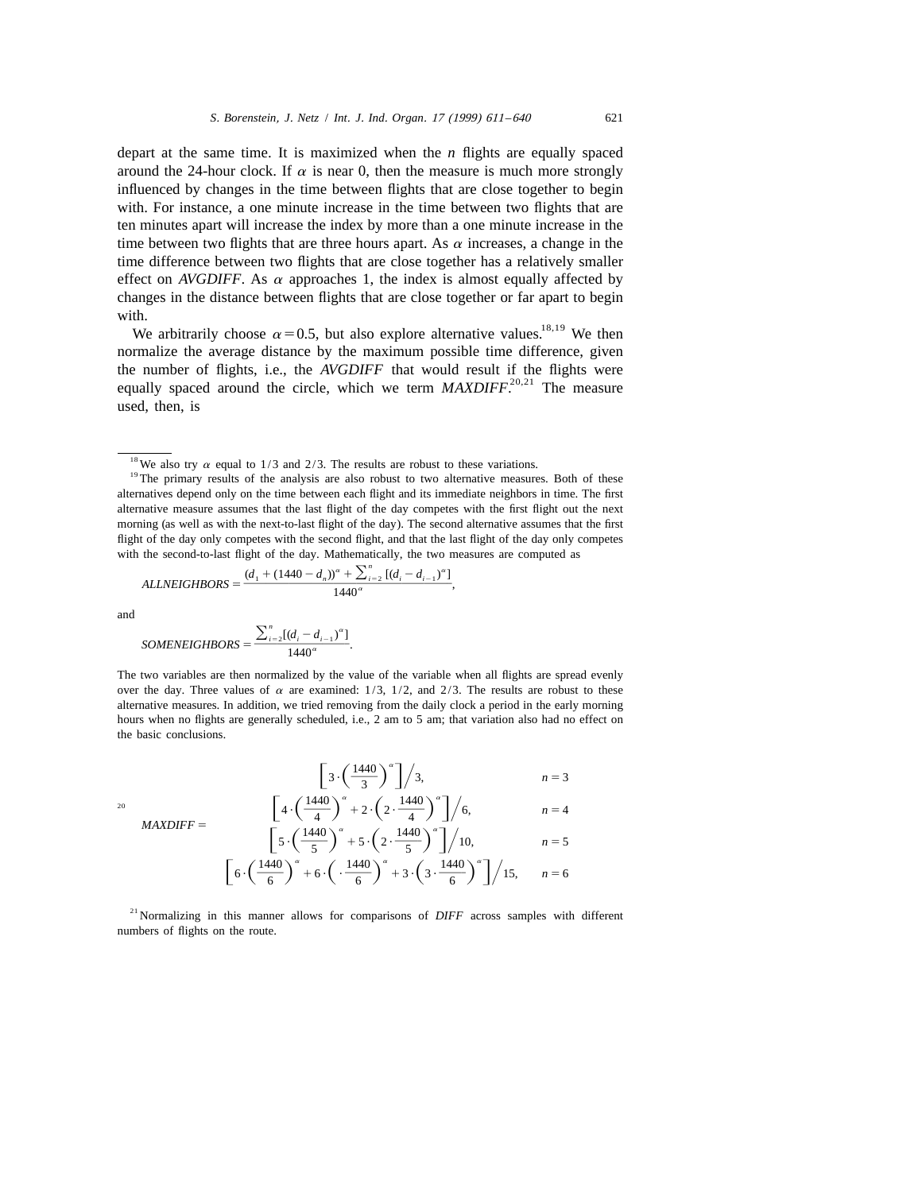depart at the same time. It is maximized when the $n$ flights are equally spaced around the 24-hour clock. If $\alpha$ is near 0, then the measure is much more strongly influenced by changes in the time between flights that are close together to begin with. For instance, a one minute increase in the time between two flights that are ten minutes apart will increase the index by more than a one minute increase in the time between two flights that are three hours apart. As $\alpha$ increases, a change in the time difference between two flights that are close together has a relatively smaller effect on *AVGDIFF*. As $\alpha$ approaches 1, the index is almost equally affected by changes in the distance between flights that are close together or far apart to begin with.

We arbitrarily choose $\alpha = 0.5$, but also explore alternative values.[18,19] We then normalize the average distance by the maximum possible time difference, given the number of flights, i.e., the *AVGDIFF* that would result if the flights were equally spaced around the circle, which we term *MAXDIFF*.[20,21] The measure used, then, is

---

[18] We also try $\alpha$ equal to 1/3 and 2/3. The results are robust to these variations.

[19] The primary results of the analysis are also robust to two alternative measures. Both of these alternatives depend only on the time between each flight and its immediate neighbors in time. The first alternative measure assumes that the last flight of the day competes with the first flight out the next morning (as well as with the next-to-last flight of the day). The second alternative assumes that the first flight of the day only competes with the second flight, and that the last flight of the day only competes with the second-to-last flight of the day. Mathematically, the two measures are computed as

$$ALLNEIGHBORS = \frac{(d_1 + (1440 - d_n))^{\alpha} + \sum_{i=2}^{n} [(d_i - d_{i-1})^{\alpha}]}{1440^{\alpha}},$$

and

$$SOMENEIGHBORS = \frac{\sum_{i=2}^{n} [(d_i - d_{i-1})^{\alpha}]}{1440^{\alpha}}.$$

The two variables are then normalized by the value of the variable when all flights are spread evenly over the day. Three values of $\alpha$ are examined: 1/3, 1/2, and 2/3. The results are robust to these alternative measures. In addition, we tried removing from the daily clock a period in the early morning hours when no flights are generally scheduled, i.e., 2 am to 5 am; that variation also had no effect on the basic conclusions.

[20]

$$MAXDIFF = \begin{cases} \left[3 \cdot \left(\frac{1440}{3}\right)^{\alpha}\right] \Big/ 3, & n = 3 \\ \left[4 \cdot \left(\frac{1440}{4}\right)^{\alpha} + 2 \cdot \left(2 \cdot \frac{1440}{4}\right)^{\alpha}\right] \Big/ 6, & n = 4 \\ \left[5 \cdot \left(\frac{1440}{5}\right)^{\alpha} + 5 \cdot \left(2 \cdot \frac{1440}{5}\right)^{\alpha}\right] \Big/ 10, & n = 5 \\ \left[6 \cdot \left(\frac{1440}{6}\right)^{\alpha} + 6 \cdot \left(\cdot \frac{1440}{6}\right)^{\alpha} + 3 \cdot \left(3 \cdot \frac{1440}{6}\right)^{\alpha}\right] \Big/ 15, & n = 6 \end{cases}$$

[21] Normalizing in this manner allows for comparisons of *DIFF* across samples with different numbers of flights on the route.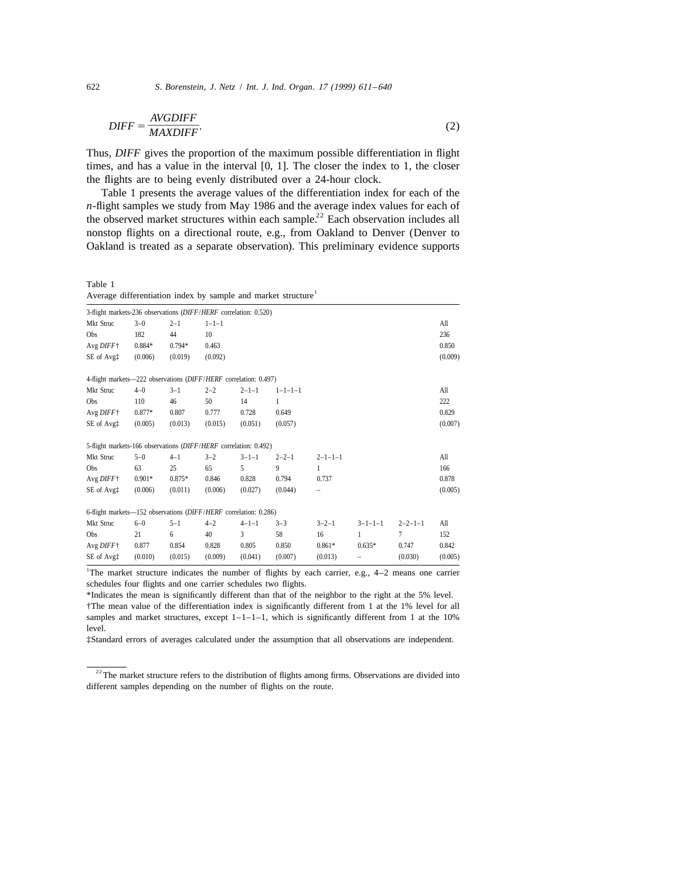$$DIFF = \frac{AVGDIFF}{MAXDIFF}. \tag{2}$$

Thus, *DIFF* gives the proportion of the maximum possible differentiation in flight times, and has a value in the interval [0, 1]. The closer the index to 1, the closer the flights are to being evenly distributed over a 24-hour clock.

Table 1 presents the average values of the differentiation index for each of the *n*-flight samples we study from May 1986 and the average index values for each of the observed market structures within each sample.[22] Each observation includes all nonstop flights on a directional route, e.g., from Oakland to Denver (Denver to Oakland is treated as a separate observation). This preliminary evidence supports

Table 1
Average differentiation index by sample and market structure[1]

| 3-flight markets-236 observations (*DIFF*/*HERF* correlation: 0.520) | | | | | | | | | |
|---|---|---|---|---|---|---|---|---|---|
| Mkt Struc | 3–0 | 2–1 | 1–1–1 | | | | | | All |
| Obs | 182 | 44 | 10 | | | | | | 236 |
| Avg *DIFF*† | 0.884* | 0.794* | 0.463 | | | | | | 0.850 |
| SE of Avg‡ | (0.006) | (0.019) | (0.092) | | | | | | (0.009) |
| **4-flight markets—222 observations (*DIFF*/*HERF* correlation: 0.497)** | | | | | | | | | |
| Mkt Struc | 4–0 | 3–1 | 2–2 | 2–1–1 | 1–1–1–1 | | | | All |
| Obs | 110 | 46 | 50 | 14 | 1 | | | | 222 |
| Avg *DIFF*† | 0.877* | 0.807 | 0.777 | 0.728 | 0.649 | | | | 0.829 |
| SE of Avg‡ | (0.005) | (0.013) | (0.015) | (0.051) | (0.057) | | | | (0.007) |
| **5-flight markets-166 observations (*DIFF*/*HERF* correlation: 0.492)** | | | | | | | | | |
| Mkt Struc | 5–0 | 4–1 | 3–2 | 3–1–1 | 2–2–1 | 2–1–1–1 | | | All |
| Obs | 63 | 25 | 65 | 5 | 9 | 1 | | | 166 |
| Avg *DIFF*† | 0.901* | 0.875* | 0.846 | 0.828 | 0.794 | 0.737 | | | 0.878 |
| SE of Avg‡ | (0.006) | (0.011) | (0.006) | (0.027) | (0.044) | – | | | (0.005) |
| **6-flight markets—152 observations (*DIFF*/*HERF* correlation: 0.286)** | | | | | | | | | |
| Mkt Struc | 6–0 | 5–1 | 4–2 | 4–1–1 | 3–3 | 3–2–1 | 3–1–1–1 | 2–2–1–1 | All |
| Obs | 21 | 6 | 40 | 3 | 58 | 16 | 1 | 7 | 152 |
| Avg *DIFF*† | 0.877 | 0.854 | 0.828 | 0.805 | 0.850 | 0.861* | 0.635* | 0.747 | 0.842 |
| SE of Avg‡ | (0.010) | (0.015) | (0.009) | (0.041) | (0.007) | (0.013) | – | (0.030) | (0.005) |

[1]The market structure indicates the number of flights by each carrier, e.g., 4–2 means one carrier schedules four flights and one carrier schedules two flights.

*Indicates the mean is significantly different than that of the neighbor to the right at the 5% level.

†The mean value of the differentiation index is significantly different from 1 at the 1% level for all samples and market structures, except 1–1–1–1, which is significantly different from 1 at the 10% level.

‡Standard errors of averages calculated under the assumption that all observations are independent.

[22] The market structure refers to the distribution of flights among firms. Observations are divided into different samples depending on the number of flights on the route.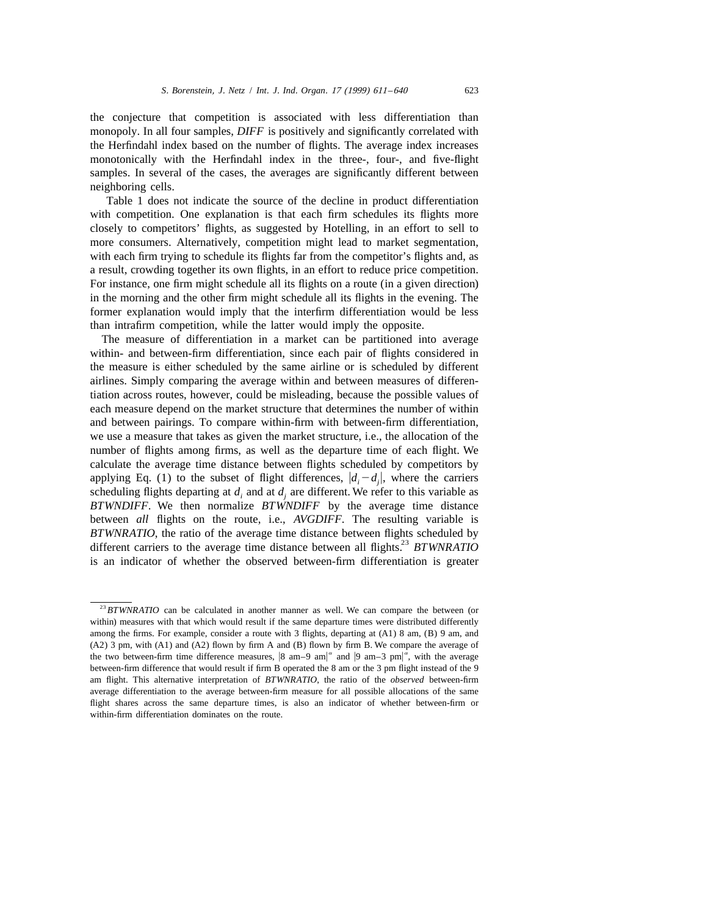the conjecture that competition is associated with less differentiation than monopoly. In all four samples, *DIFF* is positively and significantly correlated with the Herfindahl index based on the number of flights. The average index increases monotonically with the Herfindahl index in the three-, four-, and five-flight samples. In several of the cases, the averages are significantly different between neighboring cells.

Table 1 does not indicate the source of the decline in product differentiation with competition. One explanation is that each firm schedules its flights more closely to competitors' flights, as suggested by Hotelling, in an effort to sell to more consumers. Alternatively, competition might lead to market segmentation, with each firm trying to schedule its flights far from the competitor's flights and, as a result, crowding together its own flights, in an effort to reduce price competition. For instance, one firm might schedule all its flights on a route (in a given direction) in the morning and the other firm might schedule all its flights in the evening. The former explanation would imply that the interfirm differentiation would be less than intrafirm competition, while the latter would imply the opposite.

The measure of differentiation in a market can be partitioned into average within- and between-firm differentiation, since each pair of flights considered in the measure is either scheduled by the same airline or is scheduled by different airlines. Simply comparing the average within and between measures of differentiation across routes, however, could be misleading, because the possible values of each measure depend on the market structure that determines the number of within and between pairings. To compare within-firm with between-firm differentiation, we use a measure that takes as given the market structure, i.e., the allocation of the number of flights among firms, as well as the departure time of each flight. We calculate the average time distance between flights scheduled by competitors by applying Eq. (1) to the subset of flight differences, $|d_i - d_j|$, where the carriers scheduling flights departing at $d_i$ and at $d_j$ are different. We refer to this variable as *BTWNDIFF*. We then normalize *BTWNDIFF* by the average time distance between *all* flights on the route, i.e., *AVGDIFF*. The resulting variable is *BTWNRATIO*, the ratio of the average time distance between flights scheduled by different carriers to the average time distance between all flights.[23] *BTWNRATIO* is an indicator of whether the observed between-firm differentiation is greater

[23] *BTWNRATIO* can be calculated in another manner as well. We can compare the between (or within) measures with that which would result if the same departure times were distributed differently among the firms. For example, consider a route with 3 flights, departing at (A1) 8 am, (B) 9 am, and (A2) 3 pm, with (A1) and (A2) flown by firm A and (B) flown by firm B. We compare the average of the two between-firm time difference measures, $|8 \text{ am}–9 \text{ am}|^{\alpha}$ and $|9 \text{ am}–3 \text{ pm}|^{\alpha}$, with the average between-firm difference that would result if firm B operated the 8 am or the 3 pm flight instead of the 9 am flight. This alternative interpretation of *BTWNRATIO*, the ratio of the *observed* between-firm average differentiation to the average between-firm measure for all possible allocations of the same flight shares across the same departure times, is also an indicator of whether between-firm or within-firm differentiation dominates on the route.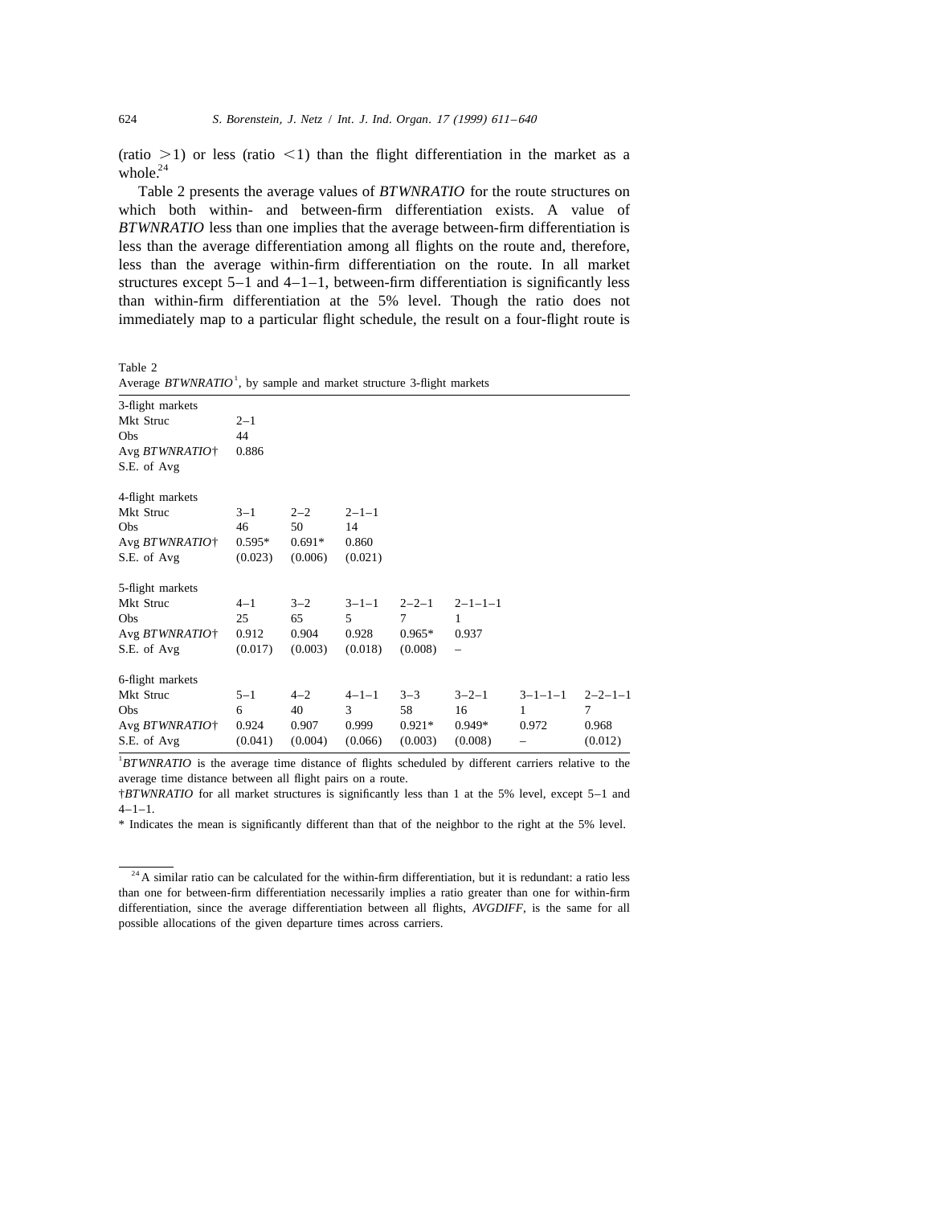(ratio >1) or less (ratio <1) than the flight differentiation in the market as a whole.[24]

Table 2 presents the average values of *BTWNRATIO* for the route structures on which both within- and between-firm differentiation exists. A value of *BTWNRATIO* less than one implies that the average between-firm differentiation is less than the average differentiation among all flights on the route and, therefore, less than the average within-firm differentiation on the route. In all market structures except 5–1 and 4–1–1, between-firm differentiation is significantly less than within-firm differentiation at the 5% level. Though the ratio does not immediately map to a particular flight schedule, the result on a four-flight route is

Table 2
Average *BTWNRATIO*[1], by sample and market structure 3-flight markets

| | | | | | | | |
|---|---|---|---|---|---|---|---|
| **3-flight markets** | | | | | | | |
| Mkt Struc | 2–1 | | | | | | |
| Obs | 44 | | | | | | |
| Avg *BTWNRATIO*† | 0.886 | | | | | | |
| S.E. of Avg | | | | | | | |
| **4-flight markets** | | | | | | | |
| Mkt Struc | 3–1 | 2–2 | 2–1–1 | | | | |
| Obs | 46 | 50 | 14 | | | | |
| Avg *BTWNRATIO*† | 0.595* | 0.691* | 0.860 | | | | |
| S.E. of Avg | (0.023) | (0.006) | (0.021) | | | | |
| **5-flight markets** | | | | | | | |
| Mkt Struc | 4–1 | 3–2 | 3–1–1 | 2–2–1 | 2–1–1–1 | | |
| Obs | 25 | 65 | 5 | 7 | 1 | | |
| Avg *BTWNRATIO*† | 0.912 | 0.904 | 0.928 | 0.965* | 0.937 | | |
| S.E. of Avg | (0.017) | (0.003) | (0.018) | (0.008) | – | | |
| **6-flight markets** | | | | | | | |
| Mkt Struc | 5–1 | 4–2 | 4–1–1 | 3–3 | 3–2–1 | 3–1–1–1 | 2–2–1–1 |
| Obs | 6 | 40 | 3 | 58 | 16 | 1 | 7 |
| Avg *BTWNRATIO*† | 0.924 | 0.907 | 0.999 | 0.921* | 0.949* | 0.972 | 0.968 |
| S.E. of Avg | (0.041) | (0.004) | (0.066) | (0.003) | (0.008) | – | (0.012) |

[1]*BTWNRATIO* is the average time distance of flights scheduled by different carriers relative to the average time distance between all flight pairs on a route.

†*BTWNRATIO* for all market structures is significantly less than 1 at the 5% level, except 5–1 and 4–1–1.

\* Indicates the mean is significantly different than that of the neighbor to the right at the 5% level.

[24] A similar ratio can be calculated for the within-firm differentiation, but it is redundant: a ratio less than one for between-firm differentiation necessarily implies a ratio greater than one for within-firm differentiation, since the average differentiation between all flights, *AVGDIFF*, is the same for all possible allocations of the given departure times across carriers.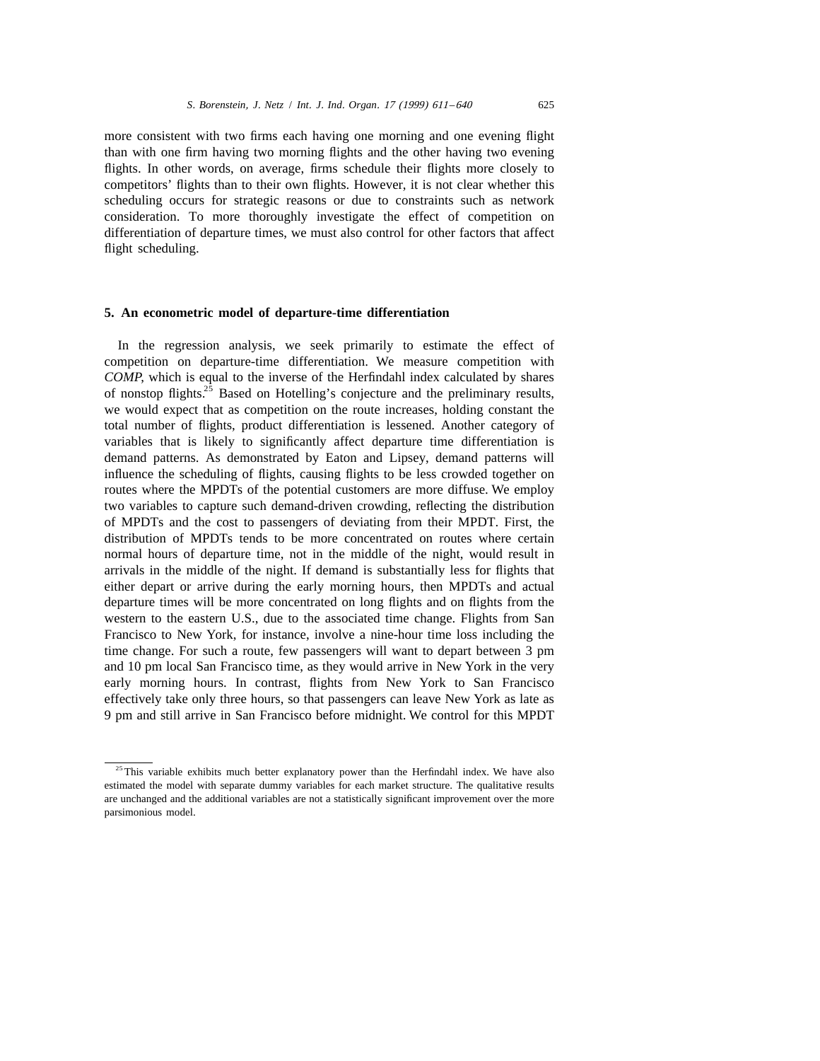more consistent with two firms each having one morning and one evening flight than with one firm having two morning flights and the other having two evening flights. In other words, on average, firms schedule their flights more closely to competitors' flights than to their own flights. However, it is not clear whether this scheduling occurs for strategic reasons or due to constraints such as network consideration. To more thoroughly investigate the effect of competition on differentiation of departure times, we must also control for other factors that affect flight scheduling.

## 5. An econometric model of departure-time differentiation

In the regression analysis, we seek primarily to estimate the effect of competition on departure-time differentiation. We measure competition with *COMP*, which is equal to the inverse of the Herfindahl index calculated by shares of nonstop flights.[25] Based on Hotelling's conjecture and the preliminary results, we would expect that as competition on the route increases, holding constant the total number of flights, product differentiation is lessened. Another category of variables that is likely to significantly affect departure time differentiation is demand patterns. As demonstrated by Eaton and Lipsey, demand patterns will influence the scheduling of flights, causing flights to be less crowded together on routes where the MPDTs of the potential customers are more diffuse. We employ two variables to capture such demand-driven crowding, reflecting the distribution of MPDTs and the cost to passengers of deviating from their MPDT. First, the distribution of MPDTs tends to be more concentrated on routes where certain normal hours of departure time, not in the middle of the night, would result in arrivals in the middle of the night. If demand is substantially less for flights that either depart or arrive during the early morning hours, then MPDTs and actual departure times will be more concentrated on long flights and on flights from the western to the eastern U.S., due to the associated time change. Flights from San Francisco to New York, for instance, involve a nine-hour time loss including the time change. For such a route, few passengers will want to depart between 3 pm and 10 pm local San Francisco time, as they would arrive in New York in the very early morning hours. In contrast, flights from New York to San Francisco effectively take only three hours, so that passengers can leave New York as late as 9 pm and still arrive in San Francisco before midnight. We control for this MPDT

[25] This variable exhibits much better explanatory power than the Herfindahl index. We have also estimated the model with separate dummy variables for each market structure. The qualitative results are unchanged and the additional variables are not a statistically significant improvement over the more parsimonious model.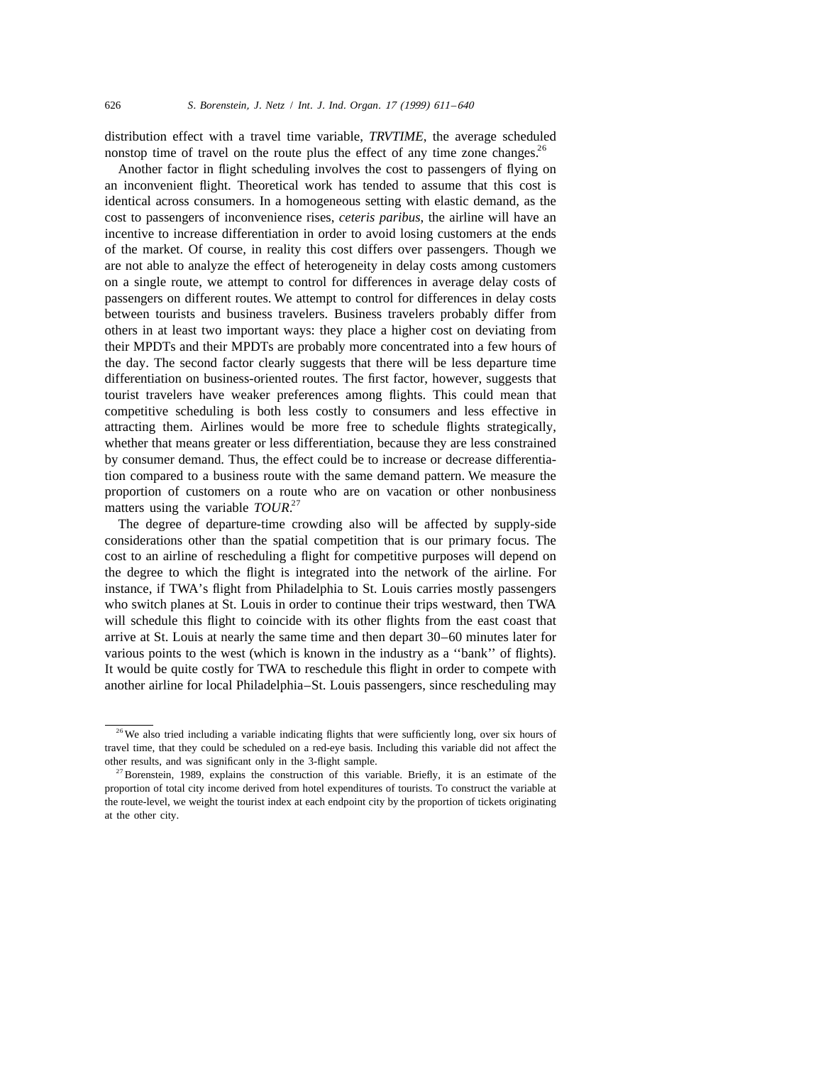distribution effect with a travel time variable, *TRVTIME*, the average scheduled nonstop time of travel on the route plus the effect of any time zone changes.[26]

Another factor in flight scheduling involves the cost to passengers of flying on an inconvenient flight. Theoretical work has tended to assume that this cost is identical across consumers. In a homogeneous setting with elastic demand, as the cost to passengers of inconvenience rises, *ceteris paribus*, the airline will have an incentive to increase differentiation in order to avoid losing customers at the ends of the market. Of course, in reality this cost differs over passengers. Though we are not able to analyze the effect of heterogeneity in delay costs among customers on a single route, we attempt to control for differences in average delay costs of passengers on different routes. We attempt to control for differences in delay costs between tourists and business travelers. Business travelers probably differ from others in at least two important ways: they place a higher cost on deviating from their MPDTs and their MPDTs are probably more concentrated into a few hours of the day. The second factor clearly suggests that there will be less departure time differentiation on business-oriented routes. The first factor, however, suggests that tourist travelers have weaker preferences among flights. This could mean that competitive scheduling is both less costly to consumers and less effective in attracting them. Airlines would be more free to schedule flights strategically, whether that means greater or less differentiation, because they are less constrained by consumer demand. Thus, the effect could be to increase or decrease differentiation compared to a business route with the same demand pattern. We measure the proportion of customers on a route who are on vacation or other nonbusiness matters using the variable *TOUR*.[27]

The degree of departure-time crowding also will be affected by supply-side considerations other than the spatial competition that is our primary focus. The cost to an airline of rescheduling a flight for competitive purposes will depend on the degree to which the flight is integrated into the network of the airline. For instance, if TWA's flight from Philadelphia to St. Louis carries mostly passengers who switch planes at St. Louis in order to continue their trips westward, then TWA will schedule this flight to coincide with its other flights from the east coast that arrive at St. Louis at nearly the same time and then depart 30–60 minutes later for various points to the west (which is known in the industry as a ''bank'' of flights). It would be quite costly for TWA to reschedule this flight in order to compete with another airline for local Philadelphia–St. Louis passengers, since rescheduling may

[26] We also tried including a variable indicating flights that were sufficiently long, over six hours of travel time, that they could be scheduled on a red-eye basis. Including this variable did not affect the other results, and was significant only in the 3-flight sample.

[27] Borenstein, 1989, explains the construction of this variable. Briefly, it is an estimate of the proportion of total city income derived from hotel expenditures of tourists. To construct the variable at the route-level, we weight the tourist index at each endpoint city by the proportion of tickets originating at the other city.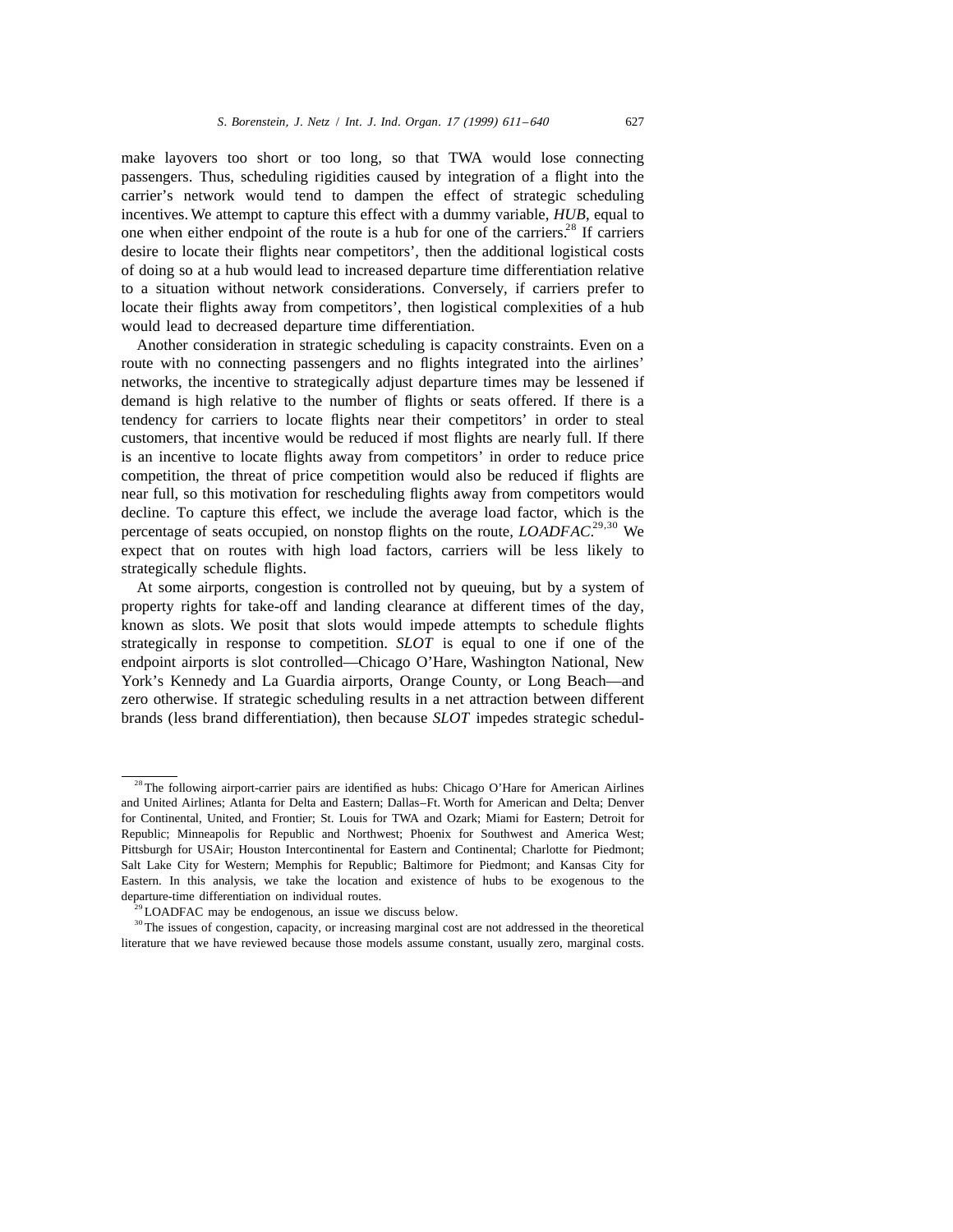make layovers too short or too long, so that TWA would lose connecting passengers. Thus, scheduling rigidities caused by integration of a flight into the carrier's network would tend to dampen the effect of strategic scheduling incentives. We attempt to capture this effect with a dummy variable, *HUB*, equal to one when either endpoint of the route is a hub for one of the carriers.[28] If carriers desire to locate their flights near competitors', then the additional logistical costs of doing so at a hub would lead to increased departure time differentiation relative to a situation without network considerations. Conversely, if carriers prefer to locate their flights away from competitors', then logistical complexities of a hub would lead to decreased departure time differentiation.

Another consideration in strategic scheduling is capacity constraints. Even on a route with no connecting passengers and no flights integrated into the airlines' networks, the incentive to strategically adjust departure times may be lessened if demand is high relative to the number of flights or seats offered. If there is a tendency for carriers to locate flights near their competitors' in order to steal customers, that incentive would be reduced if most flights are nearly full. If there is an incentive to locate flights away from competitors' in order to reduce price competition, the threat of price competition would also be reduced if flights are near full, so this motivation for rescheduling flights away from competitors would decline. To capture this effect, we include the average load factor, which is the percentage of seats occupied, on nonstop flights on the route, *LOADFAC*.[29,30] We expect that on routes with high load factors, carriers will be less likely to strategically schedule flights.

At some airports, congestion is controlled not by queuing, but by a system of property rights for take-off and landing clearance at different times of the day, known as slots. We posit that slots would impede attempts to schedule flights strategically in response to competition. *SLOT* is equal to one if one of the endpoint airports is slot controlled—Chicago O'Hare, Washington National, New York's Kennedy and La Guardia airports, Orange County, or Long Beach—and zero otherwise. If strategic scheduling results in a net attraction between different brands (less brand differentiation), then because *SLOT* impedes strategic schedul-

---

[28] The following airport-carrier pairs are identified as hubs: Chicago O'Hare for American Airlines and United Airlines; Atlanta for Delta and Eastern; Dallas–Ft. Worth for American and Delta; Denver for Continental, United, and Frontier; St. Louis for TWA and Ozark; Miami for Eastern; Detroit for Republic; Minneapolis for Republic and Northwest; Phoenix for Southwest and America West; Pittsburgh for USAir; Houston Intercontinental for Eastern and Continental; Charlotte for Piedmont; Salt Lake City for Western; Memphis for Republic; Baltimore for Piedmont; and Kansas City for Eastern. In this analysis, we take the location and existence of hubs to be exogenous to the departure-time differentiation on individual routes.

[29] LOADFAC may be endogenous, an issue we discuss below.

[30] The issues of congestion, capacity, or increasing marginal cost are not addressed in the theoretical literature that we have reviewed because those models assume constant, usually zero, marginal costs.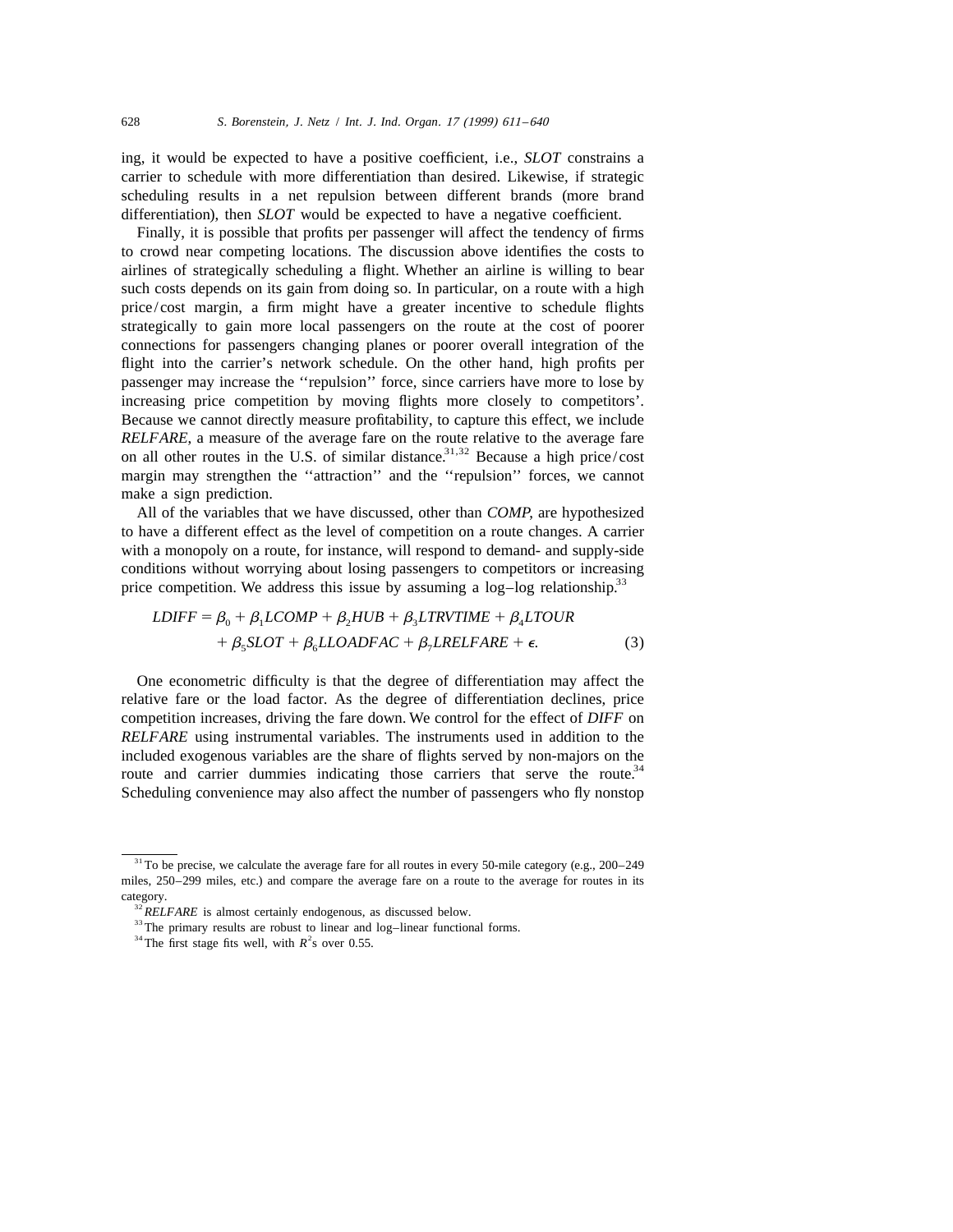ing, it would be expected to have a positive coefficient, i.e., *SLOT* constrains a carrier to schedule with more differentiation than desired. Likewise, if strategic scheduling results in a net repulsion between different brands (more brand differentiation), then *SLOT* would be expected to have a negative coefficient.

Finally, it is possible that profits per passenger will affect the tendency of firms to crowd near competing locations. The discussion above identifies the costs to airlines of strategically scheduling a flight. Whether an airline is willing to bear such costs depends on its gain from doing so. In particular, on a route with a high price/cost margin, a firm might have a greater incentive to schedule flights strategically to gain more local passengers on the route at the cost of poorer connections for passengers changing planes or poorer overall integration of the flight into the carrier's network schedule. On the other hand, high profits per passenger may increase the ''repulsion'' force, since carriers have more to lose by increasing price competition by moving flights more closely to competitors'. Because we cannot directly measure profitability, to capture this effect, we include *RELFARE*, a measure of the average fare on the route relative to the average fare on all other routes in the U.S. of similar distance.[31,32] Because a high price/cost margin may strengthen the ''attraction'' and the ''repulsion'' forces, we cannot make a sign prediction.

All of the variables that we have discussed, other than *COMP*, are hypothesized to have a different effect as the level of competition on a route changes. A carrier with a monopoly on a route, for instance, will respond to demand- and supply-side conditions without worrying about losing passengers to competitors or increasing price competition. We address this issue by assuming a log–log relationship.[33]

$$LDIFF = \beta_0 + \beta_1 LCOMP + \beta_2 HUB + \beta_3 LTRVTIME + \beta_4 LTOUR + \beta_5 SLOT + \beta_6 LLOADFAC + \beta_7 LRELFARE + \epsilon. \quad (3)$$

One econometric difficulty is that the degree of differentiation may affect the relative fare or the load factor. As the degree of differentiation declines, price competition increases, driving the fare down. We control for the effect of *DIFF* on *RELFARE* using instrumental variables. The instruments used in addition to the included exogenous variables are the share of flights served by non-majors on the route and carrier dummies indicating those carriers that serve the route.[34] Scheduling convenience may also affect the number of passengers who fly nonstop

---

[31] To be precise, we calculate the average fare for all routes in every 50-mile category (e.g., 200–249 miles, 250–299 miles, etc.) and compare the average fare on a route to the average for routes in its category.

[32] *RELFARE* is almost certainly endogenous, as discussed below.

[33] The primary results are robust to linear and log–linear functional forms.

[34] The first stage fits well, with $R^2$s over 0.55.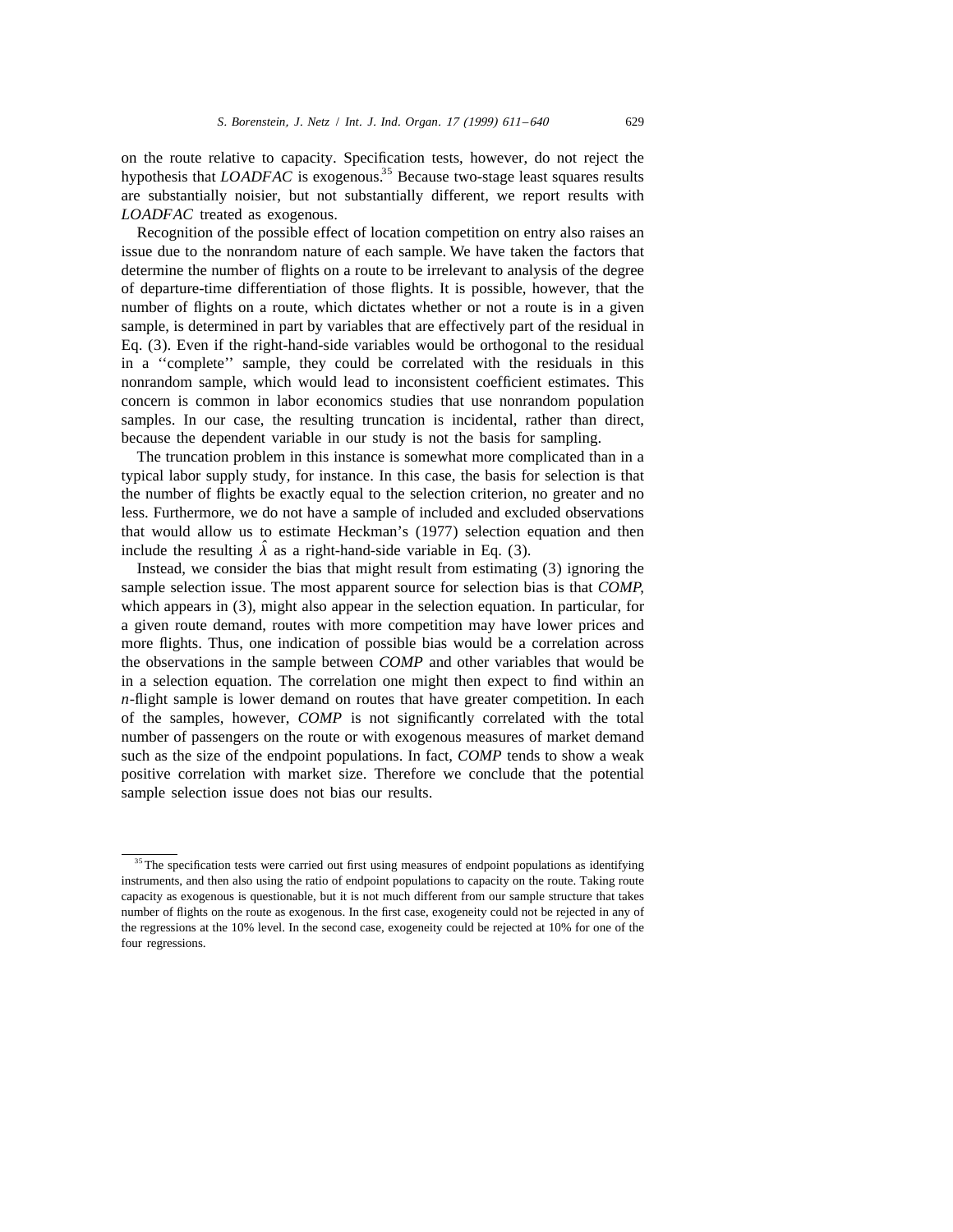on the route relative to capacity. Specification tests, however, do not reject the hypothesis that *LOADFAC* is exogenous.[35] Because two-stage least squares results are substantially noisier, but not substantially different, we report results with *LOADFAC* treated as exogenous.

Recognition of the possible effect of location competition on entry also raises an issue due to the nonrandom nature of each sample. We have taken the factors that determine the number of flights on a route to be irrelevant to analysis of the degree of departure-time differentiation of those flights. It is possible, however, that the number of flights on a route, which dictates whether or not a route is in a given sample, is determined in part by variables that are effectively part of the residual in Eq. (3). Even if the right-hand-side variables would be orthogonal to the residual in a ''complete'' sample, they could be correlated with the residuals in this nonrandom sample, which would lead to inconsistent coefficient estimates. This concern is common in labor economics studies that use nonrandom population samples. In our case, the resulting truncation is incidental, rather than direct, because the dependent variable in our study is not the basis for sampling.

The truncation problem in this instance is somewhat more complicated than in a typical labor supply study, for instance. In this case, the basis for selection is that the number of flights be exactly equal to the selection criterion, no greater and no less. Furthermore, we do not have a sample of included and excluded observations that would allow us to estimate Heckman's (1977) selection equation and then include the resulting $\hat{\lambda}$ as a right-hand-side variable in Eq. (3).

Instead, we consider the bias that might result from estimating (3) ignoring the sample selection issue. The most apparent source for selection bias is that *COMP*, which appears in (3), might also appear in the selection equation. In particular, for a given route demand, routes with more competition may have lower prices and more flights. Thus, one indication of possible bias would be a correlation across the observations in the sample between *COMP* and other variables that would be in a selection equation. The correlation one might then expect to find within an *n*-flight sample is lower demand on routes that have greater competition. In each of the samples, however, *COMP* is not significantly correlated with the total number of passengers on the route or with exogenous measures of market demand such as the size of the endpoint populations. In fact, *COMP* tends to show a weak positive correlation with market size. Therefore we conclude that the potential sample selection issue does not bias our results.

---

[35] The specification tests were carried out first using measures of endpoint populations as identifying instruments, and then also using the ratio of endpoint populations to capacity on the route. Taking route capacity as exogenous is questionable, but it is not much different from our sample structure that takes number of flights on the route as exogenous. In the first case, exogeneity could not be rejected in any of the regressions at the 10% level. In the second case, exogeneity could be rejected at 10% for one of the four regressions.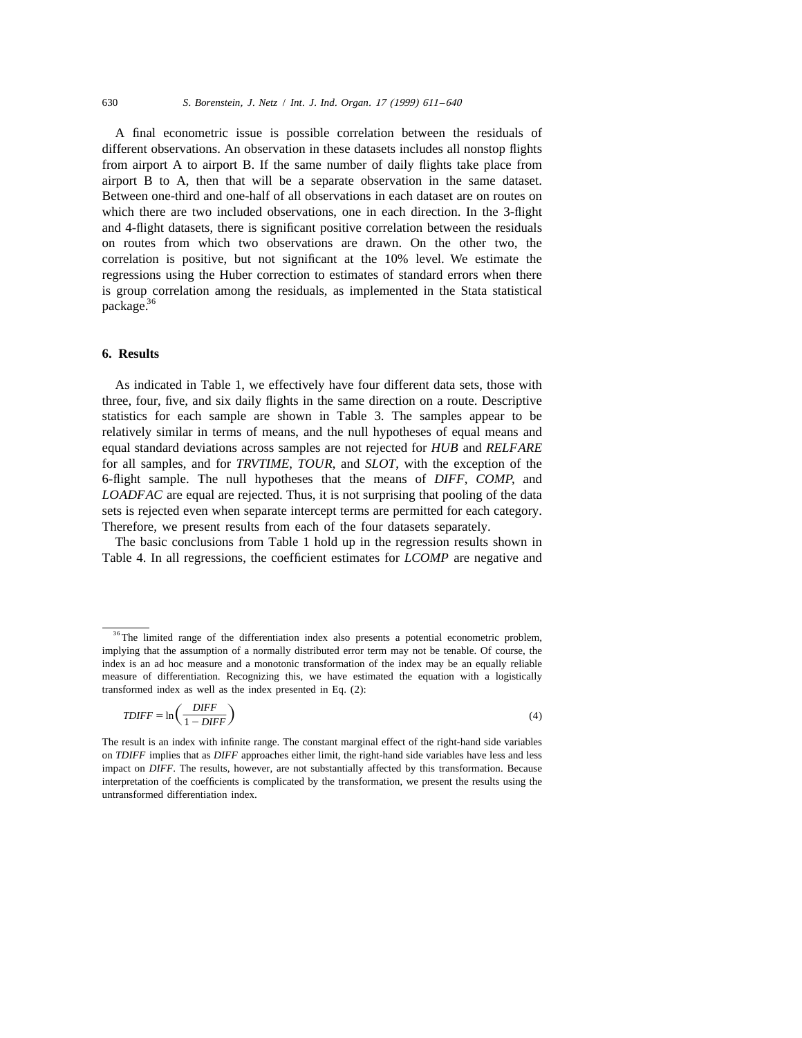A final econometric issue is possible correlation between the residuals of different observations. An observation in these datasets includes all nonstop flights from airport A to airport B. If the same number of daily flights take place from airport B to A, then that will be a separate observation in the same dataset. Between one-third and one-half of all observations in each dataset are on routes on which there are two included observations, one in each direction. In the 3-flight and 4-flight datasets, there is significant positive correlation between the residuals on routes from which two observations are drawn. On the other two, the correlation is positive, but not significant at the 10% level. We estimate the regressions using the Huber correction to estimates of standard errors when there is group correlation among the residuals, as implemented in the Stata statistical package.[36]

## 6. Results

As indicated in Table 1, we effectively have four different data sets, those with three, four, five, and six daily flights in the same direction on a route. Descriptive statistics for each sample are shown in Table 3. The samples appear to be relatively similar in terms of means, and the null hypotheses of equal means and equal standard deviations across samples are not rejected for *HUB* and *RELFARE* for all samples, and for *TRVTIME*, *TOUR*, and *SLOT*, with the exception of the 6-flight sample. The null hypotheses that the means of *DIFF*, *COMP*, and *LOADFAC* are equal are rejected. Thus, it is not surprising that pooling of the data sets is rejected even when separate intercept terms are permitted for each category. Therefore, we present results from each of the four datasets separately.

The basic conclusions from Table 1 hold up in the regression results shown in Table 4. In all regressions, the coefficient estimates for *LCOMP* are negative and

---

[36] The limited range of the differentiation index also presents a potential econometric problem, implying that the assumption of a normally distributed error term may not be tenable. Of course, the index is an ad hoc measure and a monotonic transformation of the index may be an equally reliable measure of differentiation. Recognizing this, we have estimated the equation with a logistically transformed index as well as the index presented in Eq. (2):

$$TDIFF = \ln\left(\frac{DIFF}{1 - DIFF}\right) \tag{4}$$

The result is an index with infinite range. The constant marginal effect of the right-hand side variables on *TDIFF* implies that as *DIFF* approaches either limit, the right-hand side variables have less and less impact on *DIFF*. The results, however, are not substantially affected by this transformation. Because interpretation of the coefficients is complicated by the transformation, we present the results using the untransformed differentiation index.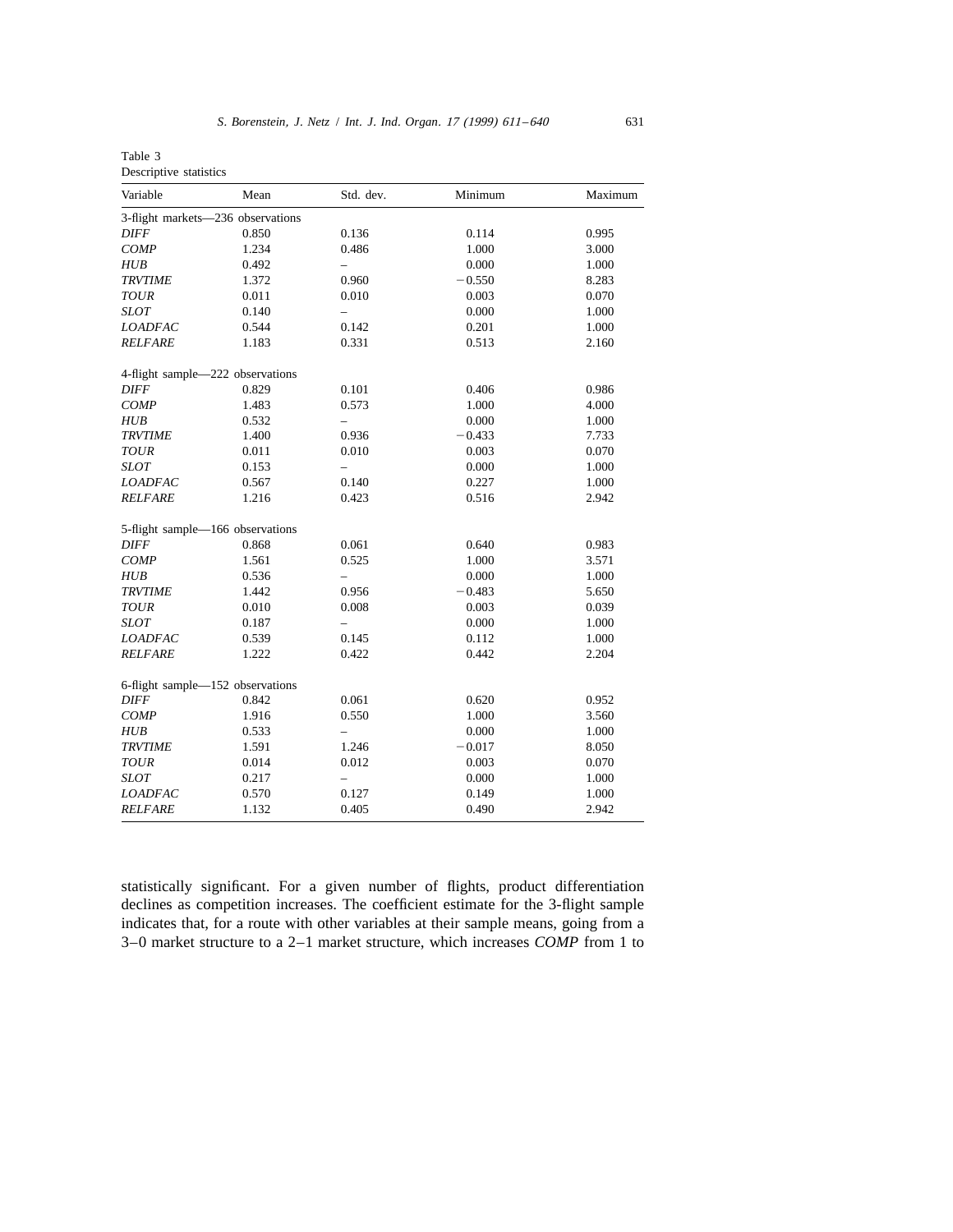Table 3
Descriptive statistics

| Variable | Mean | Std. dev. | Minimum | Maximum |
|---|---|---|---|---|
| 3-flight markets—236 observations | | | | |
| *DIFF* | 0.850 | 0.136 | 0.114 | 0.995 |
| *COMP* | 1.234 | 0.486 | 1.000 | 3.000 |
| *HUB* | 0.492 | – | 0.000 | 1.000 |
| *TRVTIME* | 1.372 | 0.960 | −0.550 | 8.283 |
| *TOUR* | 0.011 | 0.010 | 0.003 | 0.070 |
| *SLOT* | 0.140 | – | 0.000 | 1.000 |
| *LOADFAC* | 0.544 | 0.142 | 0.201 | 1.000 |
| *RELFARE* | 1.183 | 0.331 | 0.513 | 2.160 |
| 4-flight sample—222 observations | | | | |
| *DIFF* | 0.829 | 0.101 | 0.406 | 0.986 |
| *COMP* | 1.483 | 0.573 | 1.000 | 4.000 |
| *HUB* | 0.532 | – | 0.000 | 1.000 |
| *TRVTIME* | 1.400 | 0.936 | −0.433 | 7.733 |
| *TOUR* | 0.011 | 0.010 | 0.003 | 0.070 |
| *SLOT* | 0.153 | – | 0.000 | 1.000 |
| *LOADFAC* | 0.567 | 0.140 | 0.227 | 1.000 |
| *RELFARE* | 1.216 | 0.423 | 0.516 | 2.942 |
| 5-flight sample—166 observations | | | | |
| *DIFF* | 0.868 | 0.061 | 0.640 | 0.983 |
| *COMP* | 1.561 | 0.525 | 1.000 | 3.571 |
| *HUB* | 0.536 | – | 0.000 | 1.000 |
| *TRVTIME* | 1.442 | 0.956 | −0.483 | 5.650 |
| *TOUR* | 0.010 | 0.008 | 0.003 | 0.039 |
| *SLOT* | 0.187 | – | 0.000 | 1.000 |
| *LOADFAC* | 0.539 | 0.145 | 0.112 | 1.000 |
| *RELFARE* | 1.222 | 0.422 | 0.442 | 2.204 |
| 6-flight sample—152 observations | | | | |
| *DIFF* | 0.842 | 0.061 | 0.620 | 0.952 |
| *COMP* | 1.916 | 0.550 | 1.000 | 3.560 |
| *HUB* | 0.533 | – | 0.000 | 1.000 |
| *TRVTIME* | 1.591 | 1.246 | −0.017 | 8.050 |
| *TOUR* | 0.014 | 0.012 | 0.003 | 0.070 |
| *SLOT* | 0.217 | – | 0.000 | 1.000 |
| *LOADFAC* | 0.570 | 0.127 | 0.149 | 1.000 |
| *RELFARE* | 1.132 | 0.405 | 0.490 | 2.942 |

statistically significant. For a given number of flights, product differentiation declines as competition increases. The coefficient estimate for the 3-flight sample indicates that, for a route with other variables at their sample means, going from a 3–0 market structure to a 2–1 market structure, which increases *COMP* from 1 to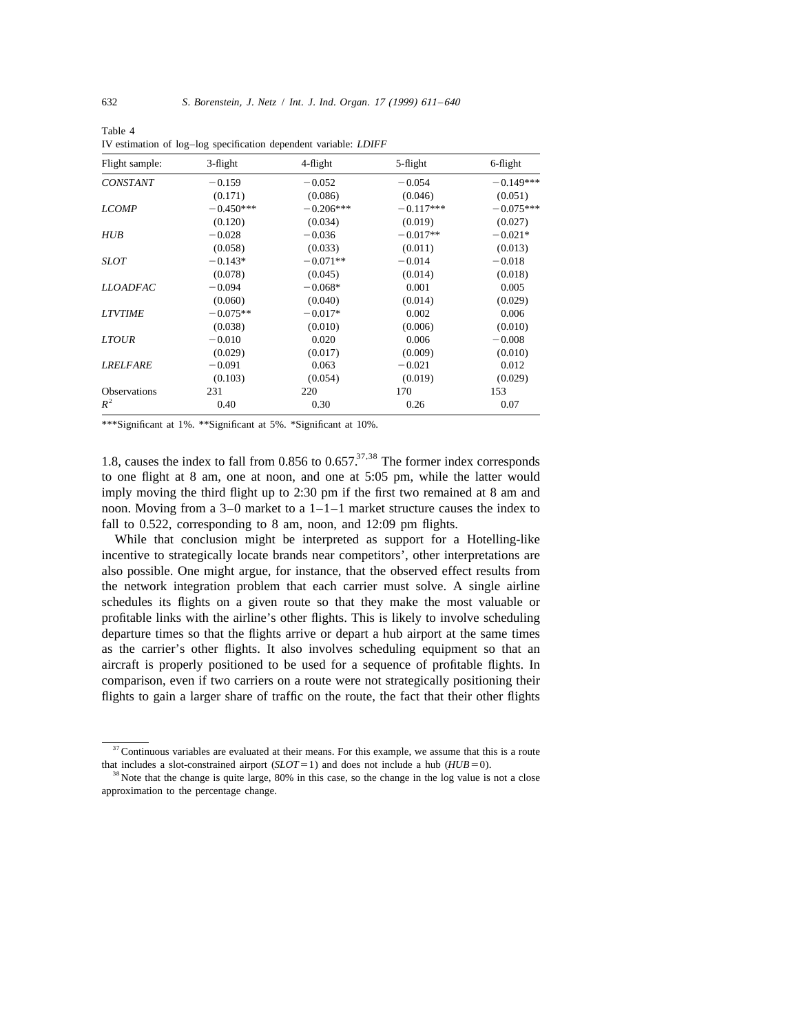Table 4
IV estimation of log–log specification dependent variable: *LDIFF*

| Flight sample: | 3-flight | 4-flight | 5-flight | 6-flight |
|---|---|---|---|---|
| *CONSTANT* | −0.159 | −0.052 | −0.054 | −0.149*** |
| | (0.171) | (0.086) | (0.046) | (0.051) |
| *LCOMP* | −0.450*** | −0.206*** | −0.117*** | −0.075*** |
| | (0.120) | (0.034) | (0.019) | (0.027) |
| *HUB* | −0.028 | −0.036 | −0.017** | −0.021* |
| | (0.058) | (0.033) | (0.011) | (0.013) |
| *SLOT* | −0.143* | −0.071** | −0.014 | −0.018 |
| | (0.078) | (0.045) | (0.014) | (0.018) |
| *LLOADFAC* | −0.094 | −0.068* | 0.001 | 0.005 |
| | (0.060) | (0.040) | (0.014) | (0.029) |
| *LTVTIME* | −0.075** | −0.017* | 0.002 | 0.006 |
| | (0.038) | (0.010) | (0.006) | (0.010) |
| *LTOUR* | −0.010 | 0.020 | 0.006 | −0.008 |
| | (0.029) | (0.017) | (0.009) | (0.010) |
| *LRELFARE* | −0.091 | 0.063 | −0.021 | 0.012 |
| | (0.103) | (0.054) | (0.019) | (0.029) |
| Observations | 231 | 220 | 170 | 153 |
| $R^2$ | 0.40 | 0.30 | 0.26 | 0.07 |

***Significant at 1%. **Significant at 5%. *Significant at 10%.

1.8, causes the index to fall from 0.856 to 0.657.[37,38] The former index corresponds to one flight at 8 am, one at noon, and one at 5:05 pm, while the latter would imply moving the third flight up to 2:30 pm if the first two remained at 8 am and noon. Moving from a 3–0 market to a 1–1–1 market structure causes the index to fall to 0.522, corresponding to 8 am, noon, and 12:09 pm flights.

While that conclusion might be interpreted as support for a Hotelling-like incentive to strategically locate brands near competitors', other interpretations are also possible. One might argue, for instance, that the observed effect results from the network integration problem that each carrier must solve. A single airline schedules its flights on a given route so that they make the most valuable or profitable links with the airline's other flights. This is likely to involve scheduling departure times so that the flights arrive or depart a hub airport at the same times as the carrier's other flights. It also involves scheduling equipment so that an aircraft is properly positioned to be used for a sequence of profitable flights. In comparison, even if two carriers on a route were not strategically positioning their flights to gain a larger share of traffic on the route, the fact that their other flights

[37] Continuous variables are evaluated at their means. For this example, we assume that this is a route that includes a slot-constrained airport ($SLOT = 1$) and does not include a hub ($HUB = 0$).

[38] Note that the change is quite large, 80% in this case, so the change in the log value is not a close approximation to the percentage change.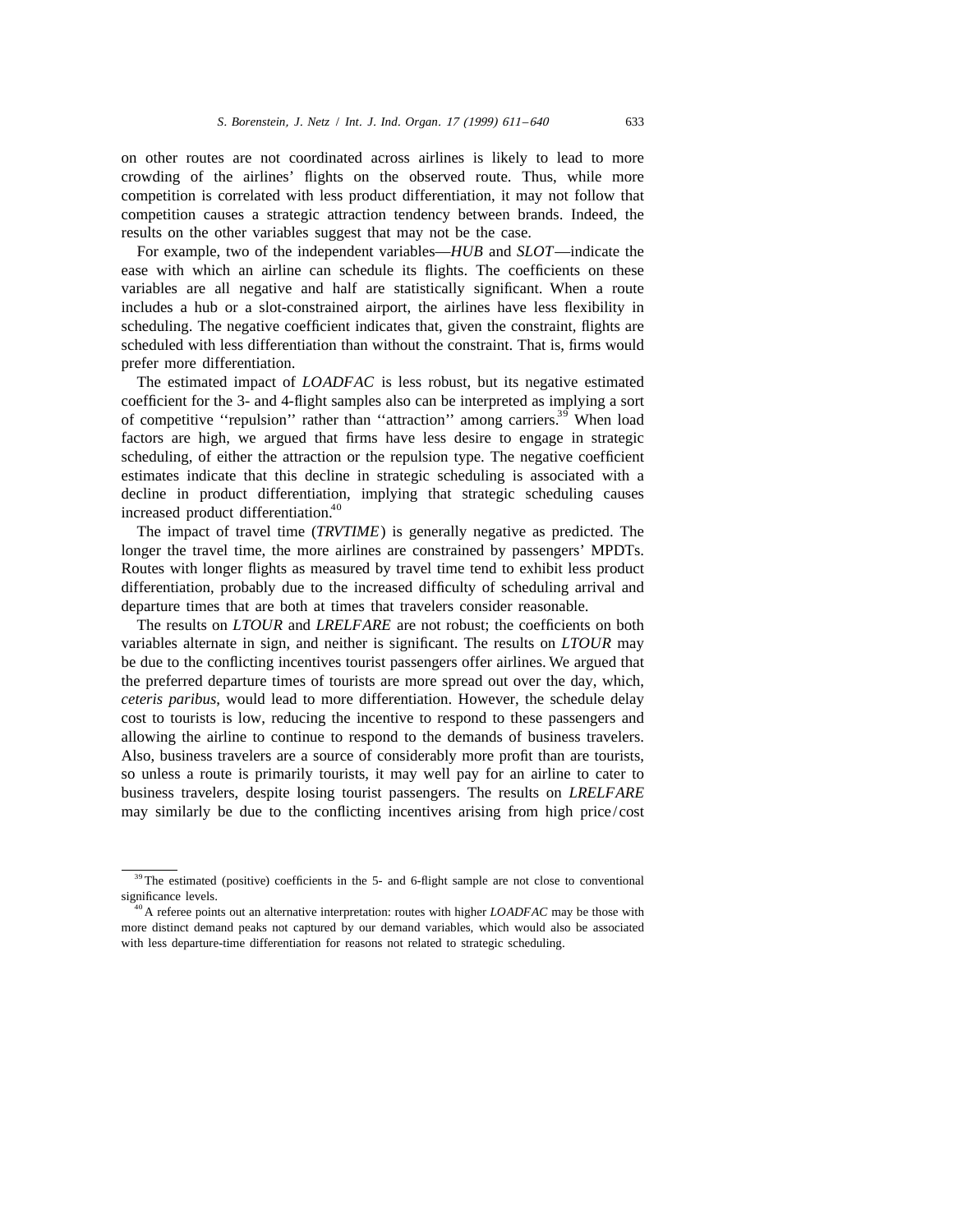on other routes are not coordinated across airlines is likely to lead to more crowding of the airlines' flights on the observed route. Thus, while more competition is correlated with less product differentiation, it may not follow that competition causes a strategic attraction tendency between brands. Indeed, the results on the other variables suggest that may not be the case.

For example, two of the independent variables—*HUB* and *SLOT*—indicate the ease with which an airline can schedule its flights. The coefficients on these variables are all negative and half are statistically significant. When a route includes a hub or a slot-constrained airport, the airlines have less flexibility in scheduling. The negative coefficient indicates that, given the constraint, flights are scheduled with less differentiation than without the constraint. That is, firms would prefer more differentiation.

The estimated impact of *LOADFAC* is less robust, but its negative estimated coefficient for the 3- and 4-flight samples also can be interpreted as implying a sort of competitive ''repulsion'' rather than ''attraction'' among carriers.[39] When load factors are high, we argued that firms have less desire to engage in strategic scheduling, of either the attraction or the repulsion type. The negative coefficient estimates indicate that this decline in strategic scheduling is associated with a decline in product differentiation, implying that strategic scheduling causes increased product differentiation.[40]

The impact of travel time (*TRVTIME*) is generally negative as predicted. The longer the travel time, the more airlines are constrained by passengers' MPDTs. Routes with longer flights as measured by travel time tend to exhibit less product differentiation, probably due to the increased difficulty of scheduling arrival and departure times that are both at times that travelers consider reasonable.

The results on *LTOUR* and *LRELFARE* are not robust; the coefficients on both variables alternate in sign, and neither is significant. The results on *LTOUR* may be due to the conflicting incentives tourist passengers offer airlines. We argued that the preferred departure times of tourists are more spread out over the day, which, *ceteris paribus*, would lead to more differentiation. However, the schedule delay cost to tourists is low, reducing the incentive to respond to these passengers and allowing the airline to continue to respond to the demands of business travelers. Also, business travelers are a source of considerably more profit than are tourists, so unless a route is primarily tourists, it may well pay for an airline to cater to business travelers, despite losing tourist passengers. The results on *LRELFARE* may similarly be due to the conflicting incentives arising from high price/cost

---

[39] The estimated (positive) coefficients in the 5- and 6-flight sample are not close to conventional significance levels.

[40] A referee points out an alternative interpretation: routes with higher *LOADFAC* may be those with more distinct demand peaks not captured by our demand variables, which would also be associated with less departure-time differentiation for reasons not related to strategic scheduling.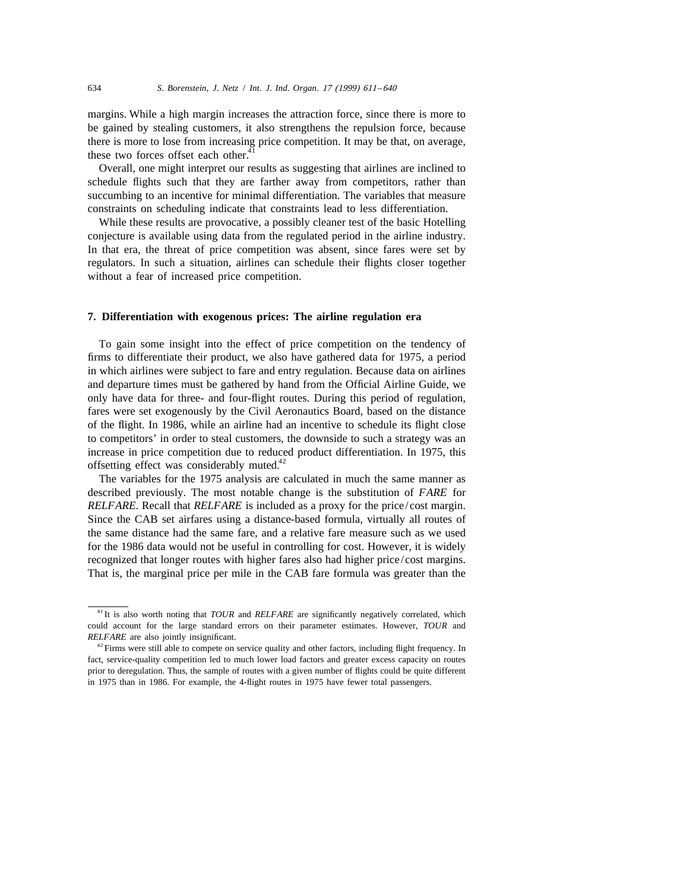margins. While a high margin increases the attraction force, since there is more to be gained by stealing customers, it also strengthens the repulsion force, because there is more to lose from increasing price competition. It may be that, on average, these two forces offset each other.[41]

Overall, one might interpret our results as suggesting that airlines are inclined to schedule flights such that they are farther away from competitors, rather than succumbing to an incentive for minimal differentiation. The variables that measure constraints on scheduling indicate that constraints lead to less differentiation.

While these results are provocative, a possibly cleaner test of the basic Hotelling conjecture is available using data from the regulated period in the airline industry. In that era, the threat of price competition was absent, since fares were set by regulators. In such a situation, airlines can schedule their flights closer together without a fear of increased price competition.

## 7. Differentiation with exogenous prices: The airline regulation era

To gain some insight into the effect of price competition on the tendency of firms to differentiate their product, we also have gathered data for 1975, a period in which airlines were subject to fare and entry regulation. Because data on airlines and departure times must be gathered by hand from the Official Airline Guide, we only have data for three- and four-flight routes. During this period of regulation, fares were set exogenously by the Civil Aeronautics Board, based on the distance of the flight. In 1986, while an airline had an incentive to schedule its flight close to competitors' in order to steal customers, the downside to such a strategy was an increase in price competition due to reduced product differentiation. In 1975, this offsetting effect was considerably muted.[42]

The variables for the 1975 analysis are calculated in much the same manner as described previously. The most notable change is the substitution of *FARE* for *RELFARE*. Recall that *RELFARE* is included as a proxy for the price/cost margin. Since the CAB set airfares using a distance-based formula, virtually all routes of the same distance had the same fare, and a relative fare measure such as we used for the 1986 data would not be useful in controlling for cost. However, it is widely recognized that longer routes with higher fares also had higher price/cost margins. That is, the marginal price per mile in the CAB fare formula was greater than the

---

[41] It is also worth noting that *TOUR* and *RELFARE* are significantly negatively correlated, which could account for the large standard errors on their parameter estimates. However, *TOUR* and *RELFARE* are also jointly insignificant.

[42] Firms were still able to compete on service quality and other factors, including flight frequency. In fact, service-quality competition led to much lower load factors and greater excess capacity on routes prior to deregulation. Thus, the sample of routes with a given number of flights could be quite different in 1975 than in 1986. For example, the 4-flight routes in 1975 have fewer total passengers.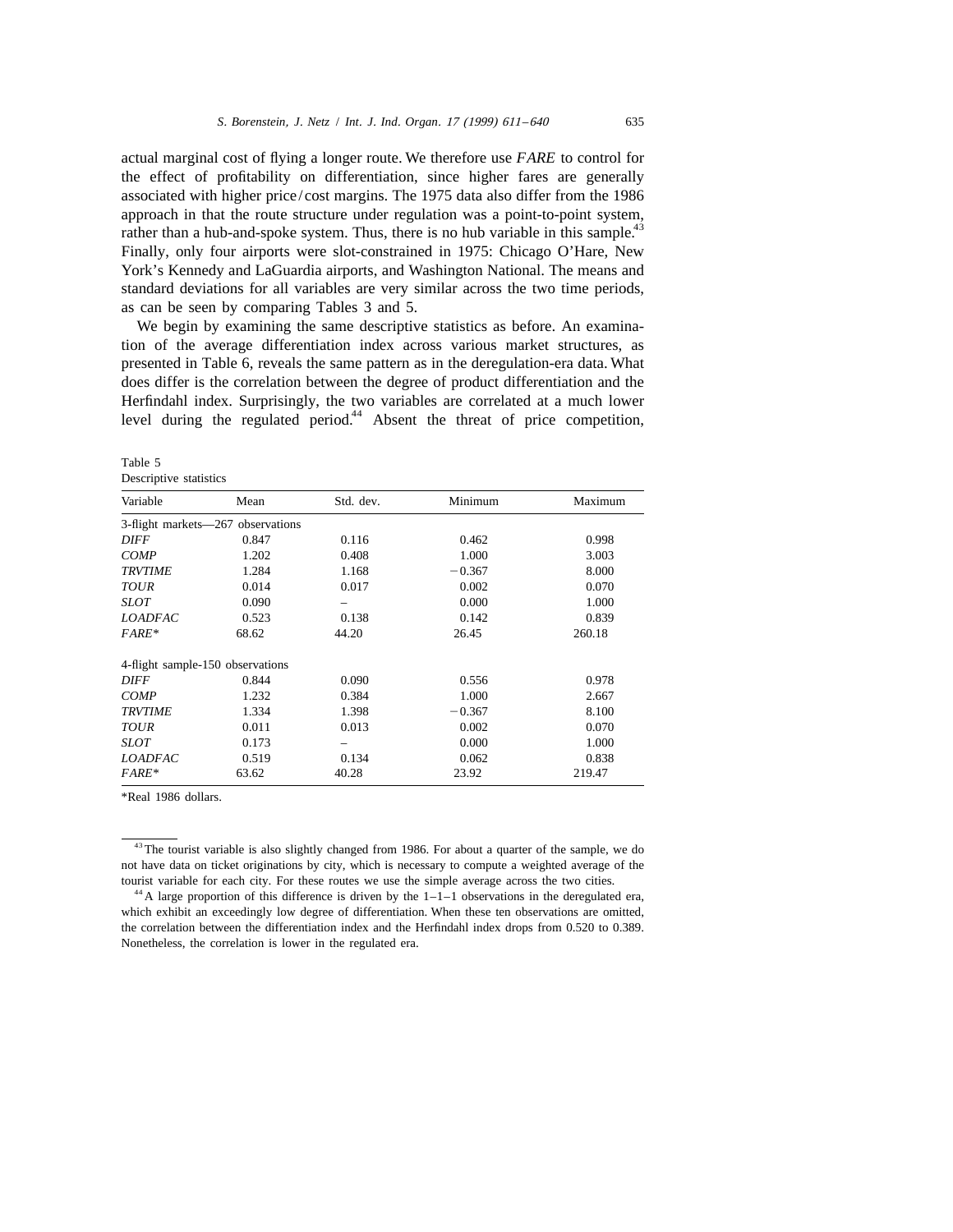actual marginal cost of flying a longer route. We therefore use *FARE* to control for the effect of profitability on differentiation, since higher fares are generally associated with higher price/cost margins. The 1975 data also differ from the 1986 approach in that the route structure under regulation was a point-to-point system, rather than a hub-and-spoke system. Thus, there is no hub variable in this sample.[43] Finally, only four airports were slot-constrained in 1975: Chicago O'Hare, New York's Kennedy and LaGuardia airports, and Washington National. The means and standard deviations for all variables are very similar across the two time periods, as can be seen by comparing Tables 3 and 5.

We begin by examining the same descriptive statistics as before. An examination of the average differentiation index across various market structures, as presented in Table 6, reveals the same pattern as in the deregulation-era data. What does differ is the correlation between the degree of product differentiation and the Herfindahl index. Surprisingly, the two variables are correlated at a much lower level during the regulated period.[44] Absent the threat of price competition,

Table 5
Descriptive statistics

| Variable | Mean | Std. dev. | Minimum | Maximum |
|---|---|---|---|---|
| 3-flight markets—267 observations | | | | |
| *DIFF* | 0.847 | 0.116 | 0.462 | 0.998 |
| *COMP* | 1.202 | 0.408 | 1.000 | 3.003 |
| *TRVTIME* | 1.284 | 1.168 | −0.367 | 8.000 |
| *TOUR* | 0.014 | 0.017 | 0.002 | 0.070 |
| *SLOT* | 0.090 | – | 0.000 | 1.000 |
| *LOADFAC* | 0.523 | 0.138 | 0.142 | 0.839 |
| *FARE\** | 68.62 | 44.20 | 26.45 | 260.18 |
| 4-flight sample-150 observations | | | | |
| *DIFF* | 0.844 | 0.090 | 0.556 | 0.978 |
| *COMP* | 1.232 | 0.384 | 1.000 | 2.667 |
| *TRVTIME* | 1.334 | 1.398 | −0.367 | 8.100 |
| *TOUR* | 0.011 | 0.013 | 0.002 | 0.070 |
| *SLOT* | 0.173 | – | 0.000 | 1.000 |
| *LOADFAC* | 0.519 | 0.134 | 0.062 | 0.838 |
| *FARE\** | 63.62 | 40.28 | 23.92 | 219.47 |

*Real 1986 dollars.

[43] The tourist variable is also slightly changed from 1986. For about a quarter of the sample, we do not have data on ticket originations by city, which is necessary to compute a weighted average of the tourist variable for each city. For these routes we use the simple average across the two cities.

[44] A large proportion of this difference is driven by the 1–1–1 observations in the deregulated era, which exhibit an exceedingly low degree of differentiation. When these ten observations are omitted, the correlation between the differentiation index and the Herfindahl index drops from 0.520 to 0.389. Nonetheless, the correlation is lower in the regulated era.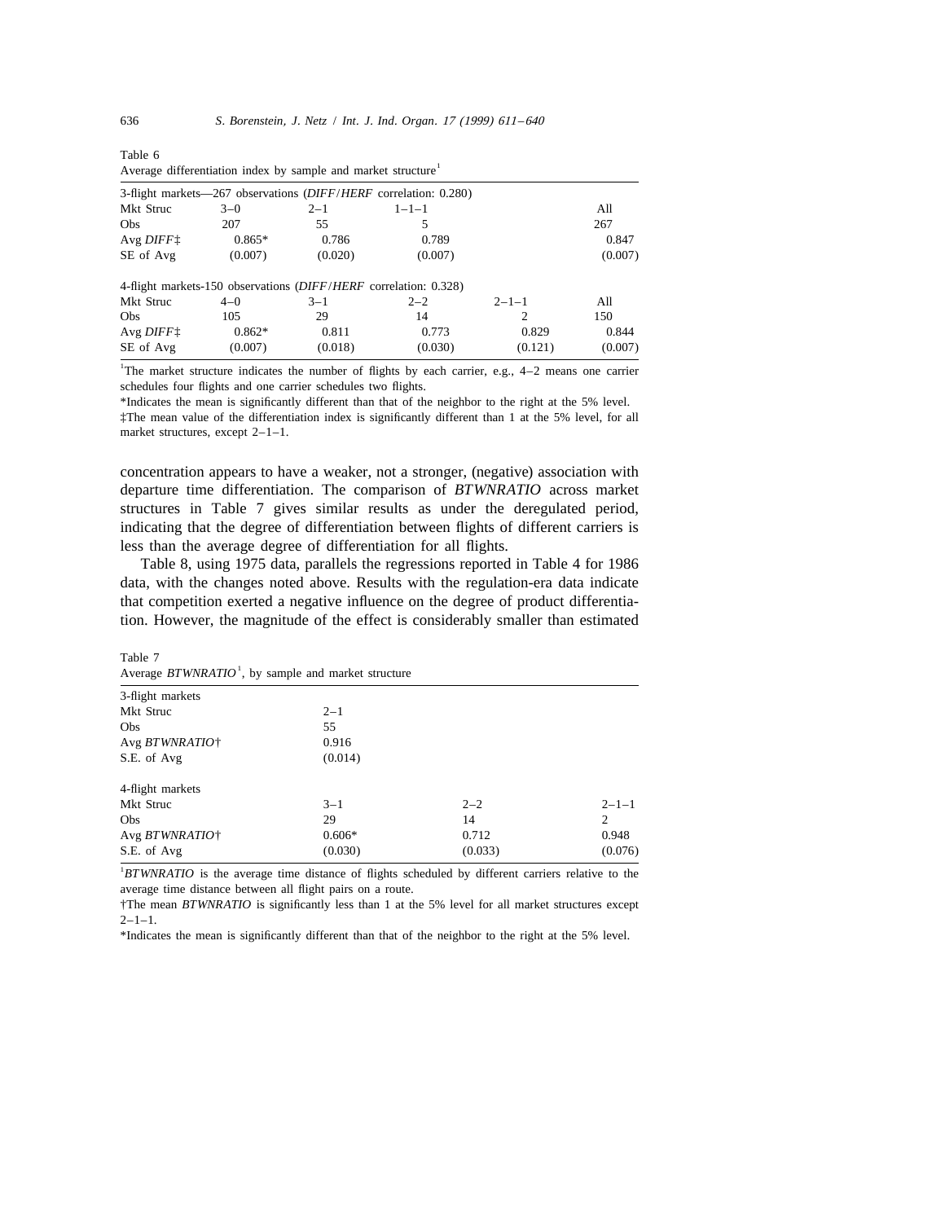Table 6
Average differentiation index by sample and market structure[1]

| 3-flight markets—267 observations (*DIFF*/*HERF* correlation: 0.280) | | | | | |
|---|---|---|---|---|---|
| Mkt Struc | 3–0 | 2–1 | 1–1–1 | | All |
| Obs | 207 | 55 | 5 | | 267 |
| Avg *DIFF*‡ | 0.865* | 0.786 | 0.789 | | 0.847 |
| SE of Avg | (0.007) | (0.020) | (0.007) | | (0.007) |
| **4-flight markets-150 observations (*DIFF*/*HERF* correlation: 0.328)** | | | | | |
| Mkt Struc | 4–0 | 3–1 | 2–2 | 2–1–1 | All |
| Obs | 105 | 29 | 14 | 2 | 150 |
| Avg *DIFF*‡ | 0.862* | 0.811 | 0.773 | 0.829 | 0.844 |
| SE of Avg | (0.007) | (0.018) | (0.030) | (0.121) | (0.007) |

[1]The market structure indicates the number of flights by each carrier, e.g., 4–2 means one carrier schedules four flights and one carrier schedules two flights.

*Indicates the mean is significantly different than that of the neighbor to the right at the 5% level.

‡The mean value of the differentiation index is significantly different than 1 at the 5% level, for all market structures, except 2–1–1.

concentration appears to have a weaker, not a stronger, (negative) association with departure time differentiation. The comparison of *BTWNRATIO* across market structures in Table 7 gives similar results as under the deregulated period, indicating that the degree of differentiation between flights of different carriers is less than the average degree of differentiation for all flights.

Table 8, using 1975 data, parallels the regressions reported in Table 4 for 1986 data, with the changes noted above. Results with the regulation-era data indicate that competition exerted a negative influence on the degree of product differentiation. However, the magnitude of the effect is considerably smaller than estimated

Table 7
Average *BTWNRATIO*[1], by sample and market structure

| 3-flight markets | | | |
|---|---|---|---|
| Mkt Struc | 2–1 | | |
| Obs | 55 | | |
| Avg *BTWNRATIO*† | 0.916 | | |
| S.E. of Avg | (0.014) | | |
| **4-flight markets** | | | |
| Mkt Struc | 3–1 | 2–2 | 2–1–1 |
| Obs | 29 | 14 | 2 |
| Avg *BTWNRATIO*† | 0.606* | 0.712 | 0.948 |
| S.E. of Avg | (0.030) | (0.033) | (0.076) |

[1]*BTWNRATIO* is the average time distance of flights scheduled by different carriers relative to the average time distance between all flight pairs on a route.

†The mean *BTWNRATIO* is significantly less than 1 at the 5% level for all market structures except 2–1–1.

*Indicates the mean is significantly different than that of the neighbor to the right at the 5% level.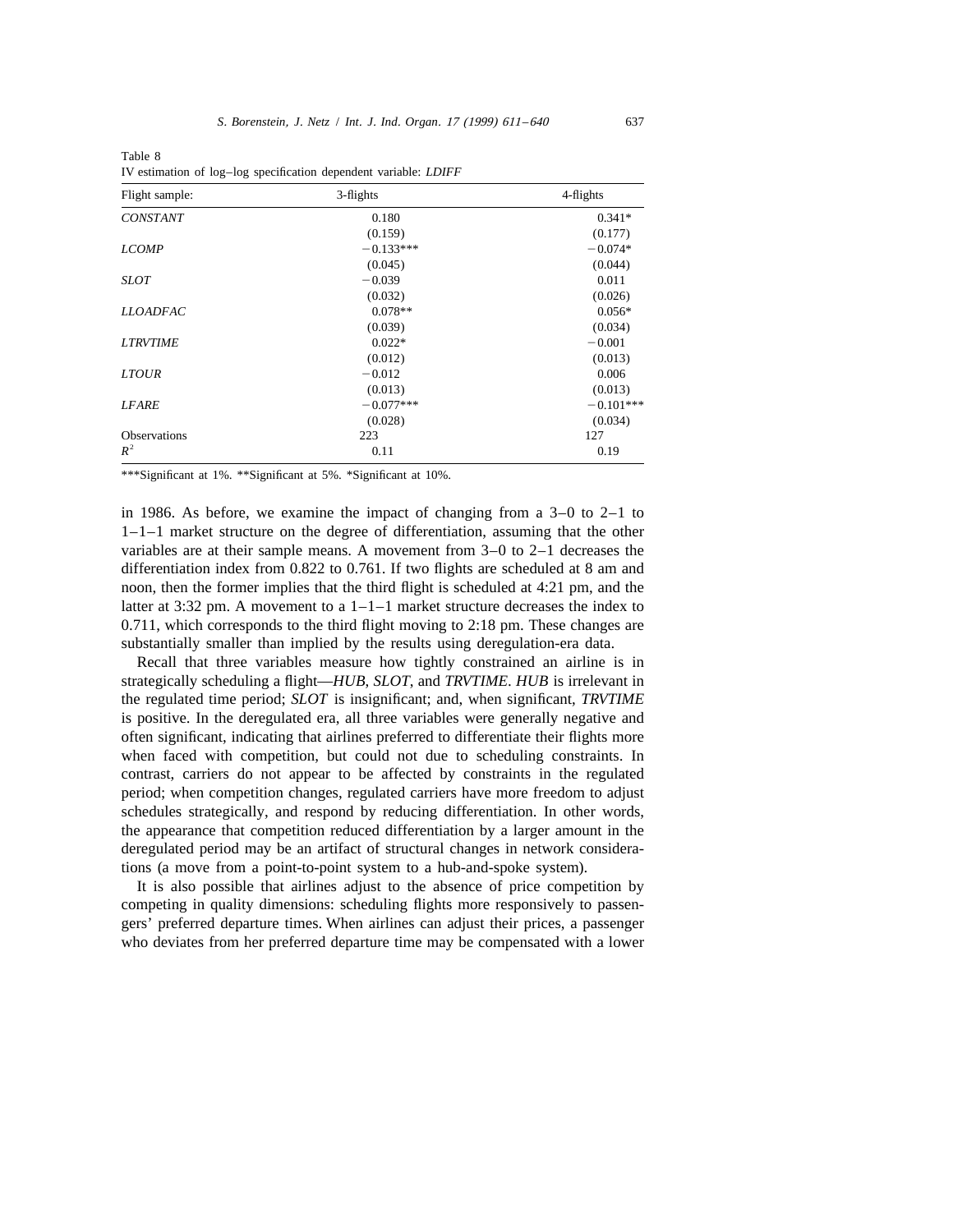Table 8
IV estimation of log–log specification dependent variable: *LDIFF*

| Flight sample: | 3-flights | 4-flights |
|---|---|---|
| *CONSTANT* | 0.180 | 0.341* |
| | (0.159) | (0.177) |
| *LCOMP* | −0.133*** | −0.074* |
| | (0.045) | (0.044) |
| *SLOT* | −0.039 | 0.011 |
| | (0.032) | (0.026) |
| *LLOADFAC* | 0.078** | 0.056* |
| | (0.039) | (0.034) |
| *LTRVTIME* | 0.022* | −0.001 |
| | (0.012) | (0.013) |
| *LTOUR* | −0.012 | 0.006 |
| | (0.013) | (0.013) |
| *LFARE* | −0.077*** | −0.101*** |
| | (0.028) | (0.034) |
| Observations | 223 | 127 |
| $R^2$ | 0.11 | 0.19 |

***Significant at 1%. **Significant at 5%. *Significant at 10%.

in 1986. As before, we examine the impact of changing from a 3–0 to 2–1 to 1–1–1 market structure on the degree of differentiation, assuming that the other variables are at their sample means. A movement from 3–0 to 2–1 decreases the differentiation index from 0.822 to 0.761. If two flights are scheduled at 8 am and noon, then the former implies that the third flight is scheduled at 4:21 pm, and the latter at 3:32 pm. A movement to a 1–1–1 market structure decreases the index to 0.711, which corresponds to the third flight moving to 2:18 pm. These changes are substantially smaller than implied by the results using deregulation-era data.

Recall that three variables measure how tightly constrained an airline is in strategically scheduling a flight—*HUB*, *SLOT*, and *TRVTIME*. *HUB* is irrelevant in the regulated time period; *SLOT* is insignificant; and, when significant, *TRVTIME* is positive. In the deregulated era, all three variables were generally negative and often significant, indicating that airlines preferred to differentiate their flights more when faced with competition, but could not due to scheduling constraints. In contrast, carriers do not appear to be affected by constraints in the regulated period; when competition changes, regulated carriers have more freedom to adjust schedules strategically, and respond by reducing differentiation. In other words, the appearance that competition reduced differentiation by a larger amount in the deregulated period may be an artifact of structural changes in network considerations (a move from a point-to-point system to a hub-and-spoke system).

It is also possible that airlines adjust to the absence of price competition by competing in quality dimensions: scheduling flights more responsively to passengers' preferred departure times. When airlines can adjust their prices, a passenger who deviates from her preferred departure time may be compensated with a lower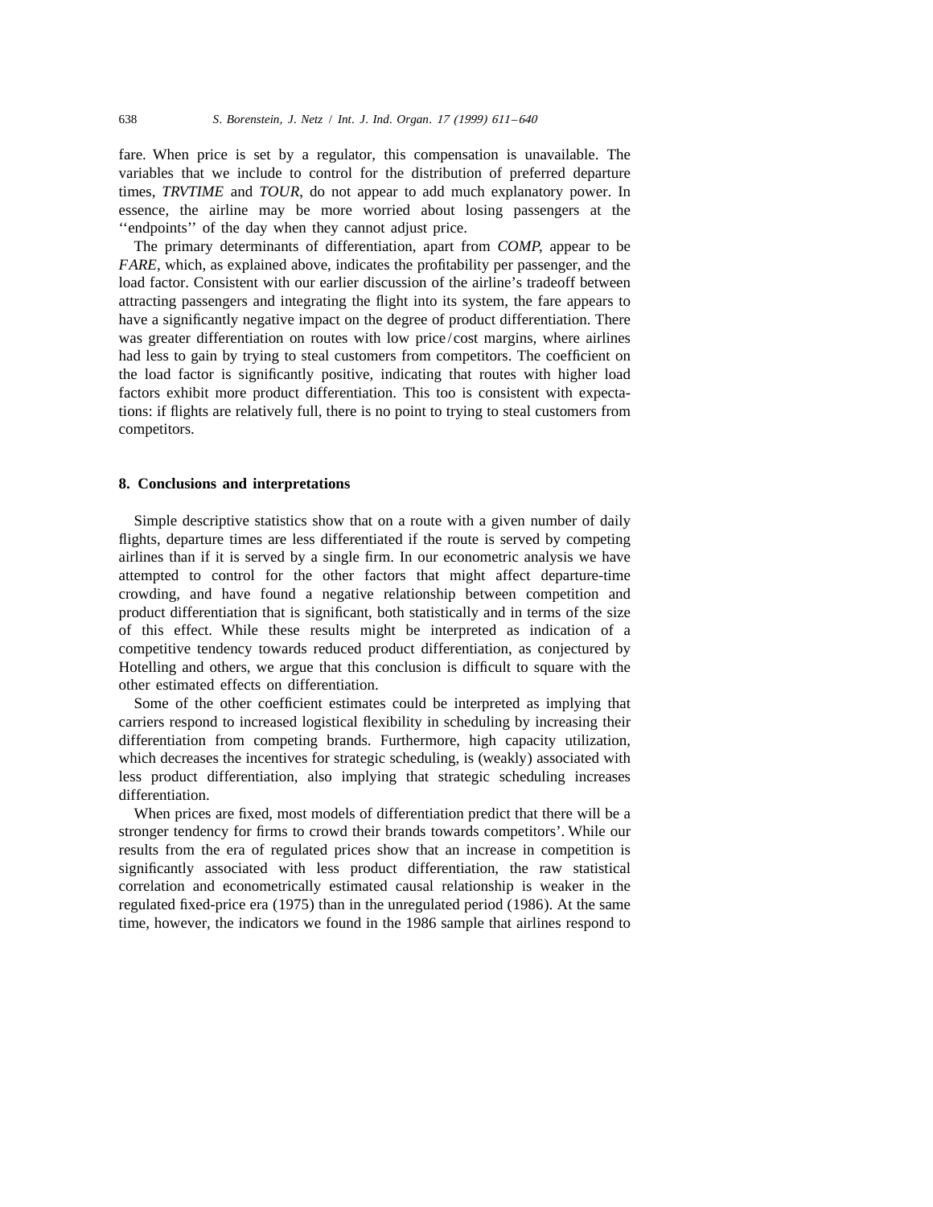fare. When price is set by a regulator, this compensation is unavailable. The variables that we include to control for the distribution of preferred departure times, *TRVTIME* and *TOUR*, do not appear to add much explanatory power. In essence, the airline may be more worried about losing passengers at the ''endpoints'' of the day when they cannot adjust price.

The primary determinants of differentiation, apart from *COMP*, appear to be *FARE*, which, as explained above, indicates the profitability per passenger, and the load factor. Consistent with our earlier discussion of the airline's tradeoff between attracting passengers and integrating the flight into its system, the fare appears to have a significantly negative impact on the degree of product differentiation. There was greater differentiation on routes with low price/cost margins, where airlines had less to gain by trying to steal customers from competitors. The coefficient on the load factor is significantly positive, indicating that routes with higher load factors exhibit more product differentiation. This too is consistent with expectations: if flights are relatively full, there is no point to trying to steal customers from competitors.

## 8. Conclusions and interpretations

Simple descriptive statistics show that on a route with a given number of daily flights, departure times are less differentiated if the route is served by competing airlines than if it is served by a single firm. In our econometric analysis we have attempted to control for the other factors that might affect departure-time crowding, and have found a negative relationship between competition and product differentiation that is significant, both statistically and in terms of the size of this effect. While these results might be interpreted as indication of a competitive tendency towards reduced product differentiation, as conjectured by Hotelling and others, we argue that this conclusion is difficult to square with the other estimated effects on differentiation.

Some of the other coefficient estimates could be interpreted as implying that carriers respond to increased logistical flexibility in scheduling by increasing their differentiation from competing brands. Furthermore, high capacity utilization, which decreases the incentives for strategic scheduling, is (weakly) associated with less product differentiation, also implying that strategic scheduling increases differentiation.

When prices are fixed, most models of differentiation predict that there will be a stronger tendency for firms to crowd their brands towards competitors'. While our results from the era of regulated prices show that an increase in competition is significantly associated with less product differentiation, the raw statistical correlation and econometrically estimated causal relationship is weaker in the regulated fixed-price era (1975) than in the unregulated period (1986). At the same time, however, the indicators we found in the 1986 sample that airlines respond to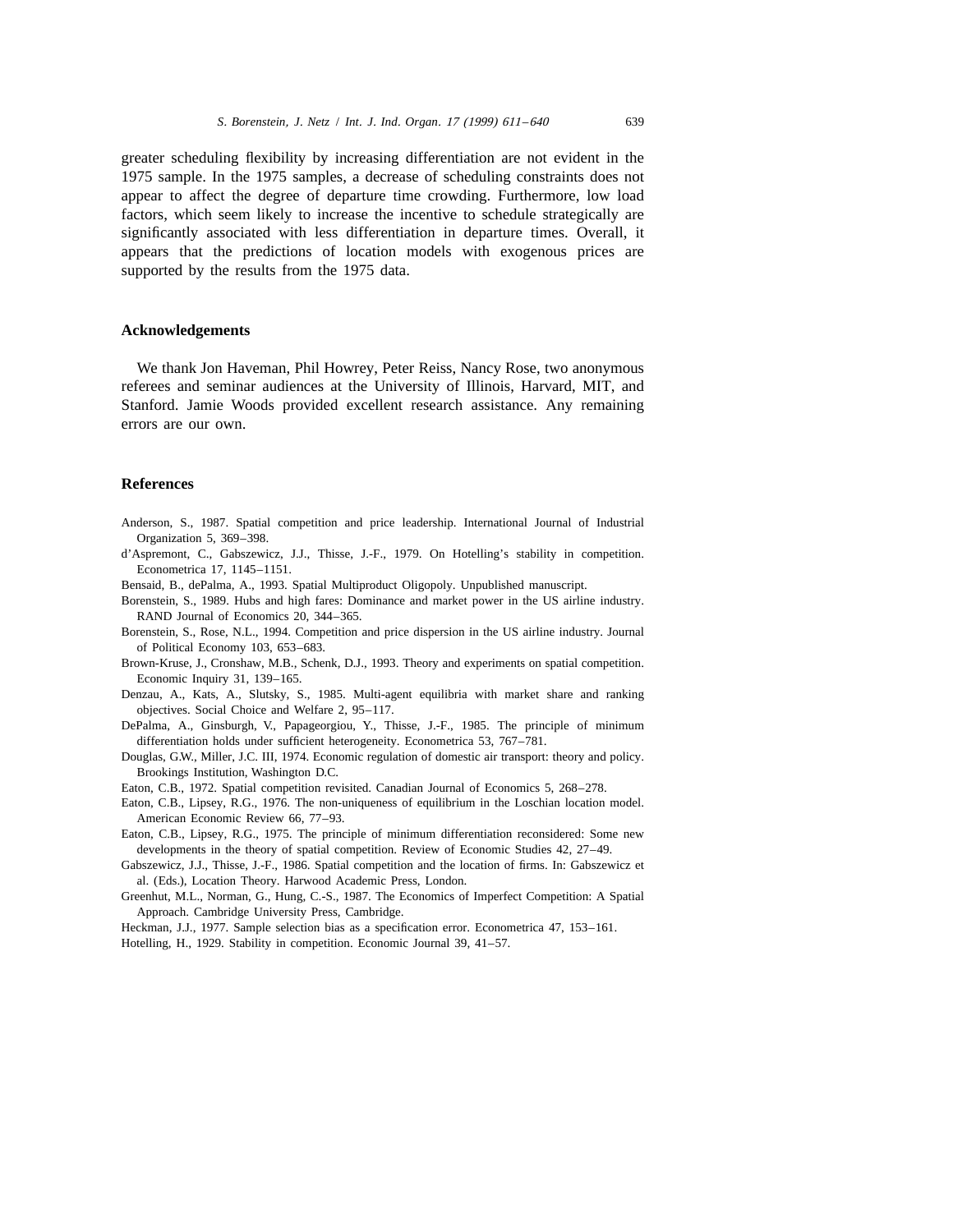greater scheduling flexibility by increasing differentiation are not evident in the 1975 sample. In the 1975 samples, a decrease of scheduling constraints does not appear to affect the degree of departure time crowding. Furthermore, low load factors, which seem likely to increase the incentive to schedule strategically are significantly associated with less differentiation in departure times. Overall, it appears that the predictions of location models with exogenous prices are supported by the results from the 1975 data.

## Acknowledgements

We thank Jon Haveman, Phil Howrey, Peter Reiss, Nancy Rose, two anonymous referees and seminar audiences at the University of Illinois, Harvard, MIT, and Stanford. Jamie Woods provided excellent research assistance. Any remaining errors are our own.

## References

Anderson, S., 1987. Spatial competition and price leadership. International Journal of Industrial Organization 5, 369–398.

d'Aspremont, C., Gabszewicz, J.J., Thisse, J.-F., 1979. On Hotelling's stability in competition. Econometrica 17, 1145–1151.

Bensaid, B., dePalma, A., 1993. Spatial Multiproduct Oligopoly. Unpublished manuscript.

Borenstein, S., 1989. Hubs and high fares: Dominance and market power in the US airline industry. RAND Journal of Economics 20, 344–365.

Borenstein, S., Rose, N.L., 1994. Competition and price dispersion in the US airline industry. Journal of Political Economy 103, 653–683.

Brown-Kruse, J., Cronshaw, M.B., Schenk, D.J., 1993. Theory and experiments on spatial competition. Economic Inquiry 31, 139–165.

Denzau, A., Kats, A., Slutsky, S., 1985. Multi-agent equilibria with market share and ranking objectives. Social Choice and Welfare 2, 95–117.

DePalma, A., Ginsburgh, V., Papageorgiou, Y., Thisse, J.-F., 1985. The principle of minimum differentiation holds under sufficient heterogeneity. Econometrica 53, 767–781.

Douglas, G.W., Miller, J.C. III, 1974. Economic regulation of domestic air transport: theory and policy. Brookings Institution, Washington D.C.

Eaton, C.B., 1972. Spatial competition revisited. Canadian Journal of Economics 5, 268–278.

Eaton, C.B., Lipsey, R.G., 1976. The non-uniqueness of equilibrium in the Loschian location model. American Economic Review 66, 77–93.

Eaton, C.B., Lipsey, R.G., 1975. The principle of minimum differentiation reconsidered: Some new developments in the theory of spatial competition. Review of Economic Studies 42, 27–49.

Gabszewicz, J.J., Thisse, J.-F., 1986. Spatial competition and the location of firms. In: Gabszewicz et al. (Eds.), Location Theory. Harwood Academic Press, London.

Greenhut, M.L., Norman, G., Hung, C.-S., 1987. The Economics of Imperfect Competition: A Spatial Approach. Cambridge University Press, Cambridge.

Heckman, J.J., 1977. Sample selection bias as a specification error. Econometrica 47, 153–161.

Hotelling, H., 1929. Stability in competition. Economic Journal 39, 41–57.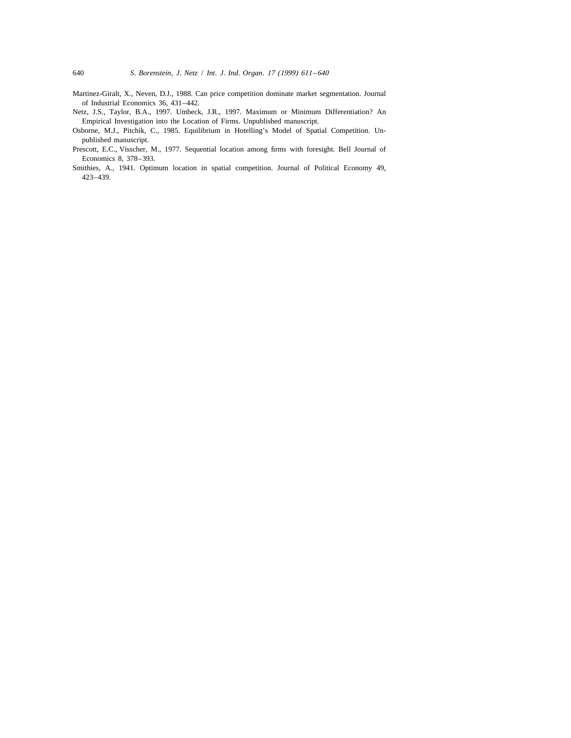Martinez-Giralt, X., Neven, D.J., 1988. Can price competition dominate market segmentation. Journal of Industrial Economics 36, 431–442.

Netz, J.S., Taylor, B.A., 1997. Umbeck, J.R., 1997. Maximum or Minimum Differentiation? An Empirical Investigation into the Location of Firms. Unpublished manuscript.

Osborne, M.J., Pitchik, C., 1985. Equilibrium in Hotelling's Model of Spatial Competition. Unpublished manuscript.

Prescott, E.C., Visscher, M., 1977. Sequential location among firms with foresight. Bell Journal of Economics 8, 378–393.

Smithies, A., 1941. Optimum location in spatial competition. Journal of Political Economy 49, 423–439.